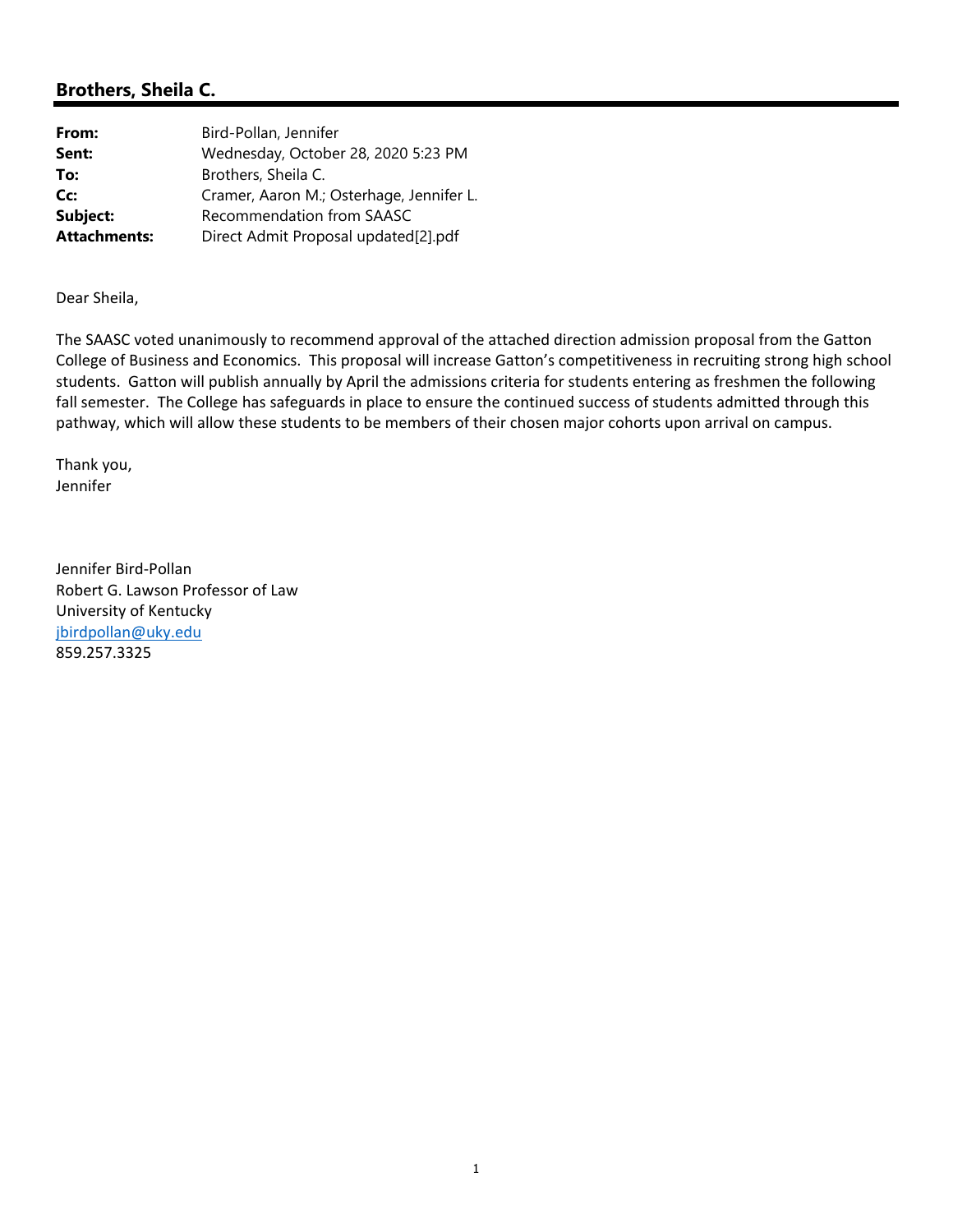## Brothers, Sheila C.

| | |
|---|---|
| **From:** | Bird-Pollan, Jennifer |
| **Sent:** | Wednesday, October 28, 2020 5:23 PM |
| **To:** | Brothers, Sheila C. |
| **Cc:** | Cramer, Aaron M.; Osterhage, Jennifer L. |
| **Subject:** | Recommendation from SAASC |
| **Attachments:** | Direct Admit Proposal updated[2].pdf |

Dear Sheila,

The SAASC voted unanimously to recommend approval of the attached direction admission proposal from the Gatton College of Business and Economics. This proposal will increase Gatton's competitiveness in recruiting strong high school students. Gatton will publish annually by April the admissions criteria for students entering as freshmen the following fall semester. The College has safeguards in place to ensure the continued success of students admitted through this pathway, which will allow these students to be members of their chosen major cohorts upon arrival on campus.

Thank you,
Jennifer

Jennifer Bird-Pollan
Robert G. Lawson Professor of Law
University of Kentucky
jbirdpollan@uky.edu
859.257.3325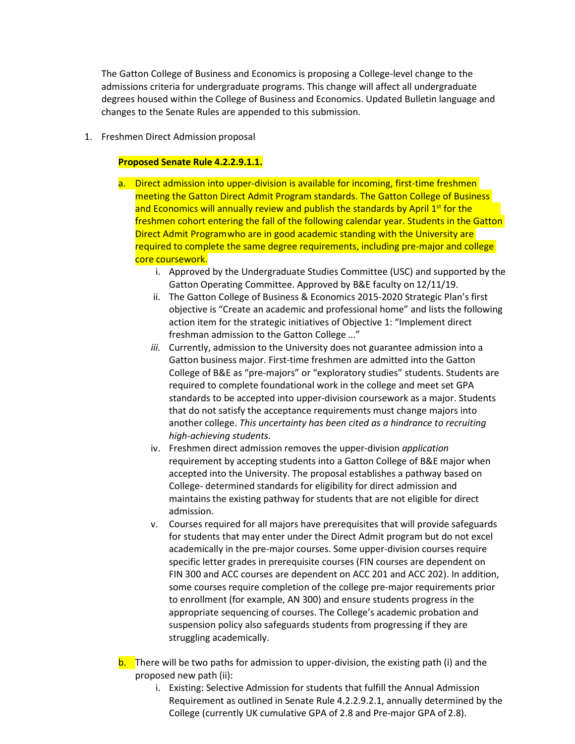The Gatton College of Business and Economics is proposing a College-level change to the admissions criteria for undergraduate programs. This change will affect all undergraduate degrees housed within the College of Business and Economics. Updated Bulletin language and changes to the Senate Rules are appended to this submission.

1. Freshmen Direct Admission proposal

   **Proposed Senate Rule 4.2.2.9.1.1.**

   a. Direct admission into upper-division is available for incoming, first-time freshmen meeting the Gatton Direct Admit Program standards. The Gatton College of Business and Economics will annually review and publish the standards by April 1st for the freshmen cohort entering the fall of the following calendar year. Students in the Gatton Direct Admit Program who are in good academic standing with the University are required to complete the same degree requirements, including pre-major and college core coursework.
      i. Approved by the Undergraduate Studies Committee (USC) and supported by the Gatton Operating Committee. Approved by B&E faculty on 12/11/19.
      ii. The Gatton College of Business & Economics 2015-2020 Strategic Plan's first objective is "Create an academic and professional home" and lists the following action item for the strategic initiatives of Objective 1: "Implement direct freshman admission to the Gatton College ..."
      iii. Currently, admission to the University does not guarantee admission into a Gatton business major. First-time freshmen are admitted into the Gatton College of B&E as "pre-majors" or "exploratory studies" students. Students are required to complete foundational work in the college and meet set GPA standards to be accepted into upper-division coursework as a major. Students that do not satisfy the acceptance requirements must change majors into another college. *This uncertainty has been cited as a hindrance to recruiting high-achieving students.*
      iv. Freshmen direct admission removes the upper-division *application* requirement by accepting students into a Gatton College of B&E major when accepted into the University. The proposal establishes a pathway based on College- determined standards for eligibility for direct admission and maintains the existing pathway for students that are not eligible for direct admission.
      v. Courses required for all majors have prerequisites that will provide safeguards for students that may enter under the Direct Admit program but do not excel academically in the pre-major courses. Some upper-division courses require specific letter grades in prerequisite courses (FIN courses are dependent on FIN 300 and ACC courses are dependent on ACC 201 and ACC 202). In addition, some courses require completion of the college pre-major requirements prior to enrollment (for example, AN 300) and ensure students progress in the appropriate sequencing of courses. The College's academic probation and suspension policy also safeguards students from progressing if they are struggling academically.

   b. There will be two paths for admission to upper-division, the existing path (i) and the proposed new path (ii):
      i. Existing: Selective Admission for students that fulfill the Annual Admission Requirement as outlined in Senate Rule 4.2.2.9.2.1, annually determined by the College (currently UK cumulative GPA of 2.8 and Pre-major GPA of 2.8).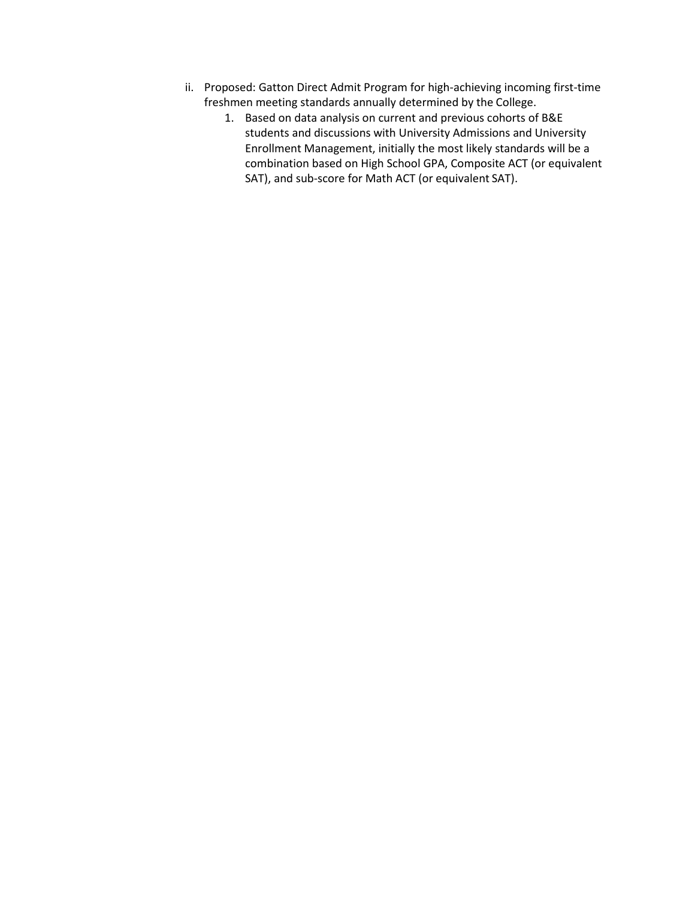ii. Proposed: Gatton Direct Admit Program for high-achieving incoming first-time freshmen meeting standards annually determined by the College.

    1. Based on data analysis on current and previous cohorts of B&E students and discussions with University Admissions and University Enrollment Management, initially the most likely standards will be a combination based on High School GPA, Composite ACT (or equivalent SAT), and sub-score for Math ACT (or equivalent SAT).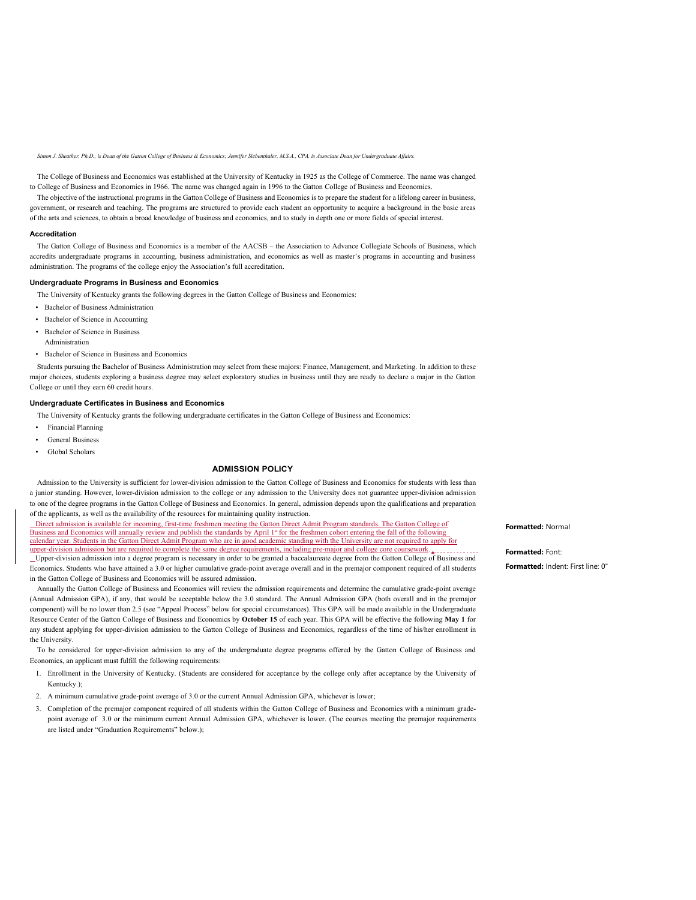*Simon J. Sheather, Ph.D., is Dean of the Gatton College of Business & Economics; Jennifer Siebenthaler, M.S.A., CPA, is Associate Dean for Undergraduate Affairs.*

The College of Business and Economics was established at the University of Kentucky in 1925 as the College of Commerce. The name was changed to College of Business and Economics in 1966. The name was changed again in 1996 to the Gatton College of Business and Economics.

The objective of the instructional programs in the Gatton College of Business and Economics is to prepare the student for a lifelong career in business, government, or research and teaching. The programs are structured to provide each student an opportunity to acquire a background in the basic areas of the arts and sciences, to obtain a broad knowledge of business and economics, and to study in depth one or more fields of special interest.

### Accreditation

The Gatton College of Business and Economics is a member of the AACSB – the Association to Advance Collegiate Schools of Business, which accredits undergraduate programs in accounting, business administration, and economics as well as master's programs in accounting and business administration. The programs of the college enjoy the Association's full accreditation.

### Undergraduate Programs in Business and Economics

The University of Kentucky grants the following degrees in the Gatton College of Business and Economics:

- Bachelor of Business Administration
- Bachelor of Science in Accounting
- Bachelor of Science in Business Administration
- Bachelor of Science in Business and Economics

Students pursuing the Bachelor of Business Administration may select from these majors: Finance, Management, and Marketing. In addition to these major choices, students exploring a business degree may select exploratory studies in business until they are ready to declare a major in the Gatton College or until they earn 60 credit hours.

### Undergraduate Certificates in Business and Economics

The University of Kentucky grants the following undergraduate certificates in the Gatton College of Business and Economics:

- Financial Planning
- General Business
- Global Scholars

## ADMISSION POLICY

Admission to the University is sufficient for lower-division admission to the Gatton College of Business and Economics for students with less than a junior standing. However, lower-division admission to the college or any admission to the University does not guarantee upper-division admission to one of the degree programs in the Gatton College of Business and Economics. In general, admission depends upon the qualifications and preparation of the applicants, as well as the availability of the resources for maintaining quality instruction.

Direct admission is available for incoming, first-time freshmen meeting the Gatton Direct Admit Program standards. The Gatton College of Business and Economics will annually review and publish the standards by April 1st for the freshmen cohort entering the fall of the following calendar year. Students in the Gatton Direct Admit Program who are in good academic standing with the University are not required to apply for upper-division admission but are required to complete the same degree requirements, including pre-major and college core coursework.

Formatted: Normal

Formatted: Font:

Formatted: Indent: First line: 0"

Upper-division admission into a degree program is necessary in order to be granted a baccalaureate degree from the Gatton College of Business and Economics. Students who have attained a 3.0 or higher cumulative grade-point average overall and in the premajor component required of all students in the Gatton College of Business and Economics will be assured admission.

Annually the Gatton College of Business and Economics will review the admission requirements and determine the cumulative grade-point average (Annual Admission GPA), if any, that would be acceptable below the 3.0 standard. The Annual Admission GPA (both overall and in the premajor component) will be no lower than 2.5 (see "Appeal Process" below for special circumstances). This GPA will be made available in the Undergraduate Resource Center of the Gatton College of Business and Economics by **October 15** of each year. This GPA will be effective the following **May 1** for any student applying for upper-division admission to the Gatton College of Business and Economics, regardless of the time of his/her enrollment in the University.

To be considered for upper-division admission to any of the undergraduate degree programs offered by the Gatton College of Business and Economics, an applicant must fulfill the following requirements:

1. Enrollment in the University of Kentucky. (Students are considered for acceptance by the college only after acceptance by the University of Kentucky.);
2. A minimum cumulative grade-point average of 3.0 or the current Annual Admission GPA, whichever is lower;
3. Completion of the premajor component required of all students within the Gatton College of Business and Economics with a minimum grade-point average of 3.0 or the minimum current Annual Admission GPA, whichever is lower. (The courses meeting the premajor requirements are listed under "Graduation Requirements" below.);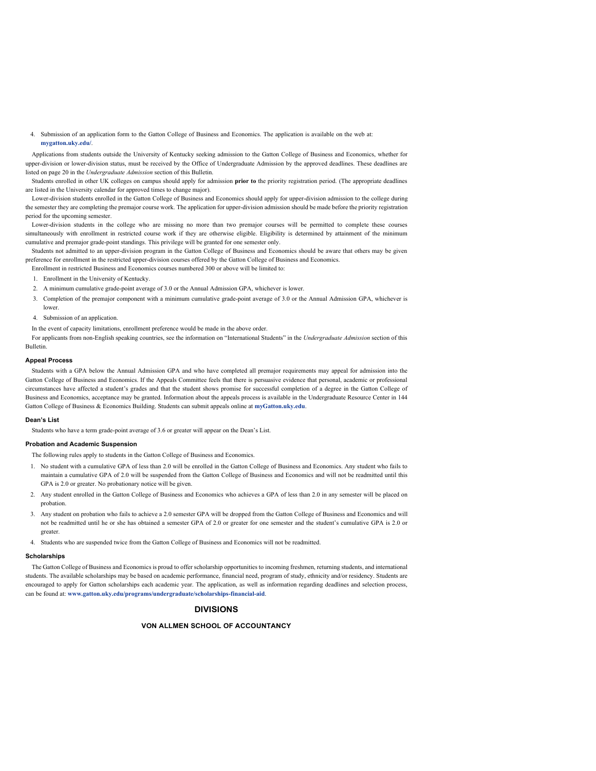4. Submission of an application form to the Gatton College of Business and Economics. The application is available on the web at: **mygatton.uky.edu/**.

Applications from students outside the University of Kentucky seeking admission to the Gatton College of Business and Economics, whether for upper-division or lower-division status, must be received by the Office of Undergraduate Admission by the approved deadlines. These deadlines are listed on page 20 in the *Undergraduate Admission* section of this Bulletin.

Students enrolled in other UK colleges on campus should apply for admission **prior to** the priority registration period. (The appropriate deadlines are listed in the University calendar for approved times to change major).

Lower-division students enrolled in the Gatton College of Business and Economics should apply for upper-division admission to the college during the semester they are completing the premajor course work. The application for upper-division admission should be made before the priority registration period for the upcoming semester.

Lower-division students in the college who are missing no more than two premajor courses will be permitted to complete these courses simultaneously with enrollment in restricted course work if they are otherwise eligible. Eligibility is determined by attainment of the minimum cumulative and premajor grade-point standings. This privilege will be granted for one semester only.

Students not admitted to an upper-division program in the Gatton College of Business and Economics should be aware that others may be given preference for enrollment in the restricted upper-division courses offered by the Gatton College of Business and Economics.

Enrollment in restricted Business and Economics courses numbered 300 or above will be limited to:

1. Enrollment in the University of Kentucky.
2. A minimum cumulative grade-point average of 3.0 or the Annual Admission GPA, whichever is lower.
3. Completion of the premajor component with a minimum cumulative grade-point average of 3.0 or the Annual Admission GPA, whichever is lower.
4. Submission of an application.

In the event of capacity limitations, enrollment preference would be made in the above order.

For applicants from non-English speaking countries, see the information on "International Students" in the *Undergraduate Admission* section of this Bulletin.

#### Appeal Process

Students with a GPA below the Annual Admission GPA and who have completed all premajor requirements may appeal for admission into the Gatton College of Business and Economics. If the Appeals Committee feels that there is persuasive evidence that personal, academic or professional circumstances have affected a student's grades and that the student shows promise for successful completion of a degree in the Gatton College of Business and Economics, acceptance may be granted. Information about the appeals process is available in the Undergraduate Resource Center in 144 Gatton College of Business & Economics Building. Students can submit appeals online at **myGatton.uky.edu**.

#### Dean's List

Students who have a term grade-point average of 3.6 or greater will appear on the Dean's List.

#### Probation and Academic Suspension

The following rules apply to students in the Gatton College of Business and Economics.

1. No student with a cumulative GPA of less than 2.0 will be enrolled in the Gatton College of Business and Economics. Any student who fails to maintain a cumulative GPA of 2.0 will be suspended from the Gatton College of Business and Economics and will not be readmitted until this GPA is 2.0 or greater. No probationary notice will be given.
2. Any student enrolled in the Gatton College of Business and Economics who achieves a GPA of less than 2.0 in any semester will be placed on probation.
3. Any student on probation who fails to achieve a 2.0 semester GPA will be dropped from the Gatton College of Business and Economics and will not be readmitted until he or she has obtained a semester GPA of 2.0 or greater for one semester and the student's cumulative GPA is 2.0 or greater.
4. Students who are suspended twice from the Gatton College of Business and Economics will not be readmitted.

#### Scholarships

The Gatton College of Business and Economics is proud to offer scholarship opportunities to incoming freshmen, returning students, and international students. The available scholarships may be based on academic performance, financial need, program of study, ethnicity and/or residency. Students are encouraged to apply for Gatton scholarships each academic year. The application, as well as information regarding deadlines and selection process, can be found at: **www.gatton.uky.edu/programs/undergraduate/scholarships-financial-aid**.

## DIVISIONS

### VON ALLMEN SCHOOL OF ACCOUNTANCY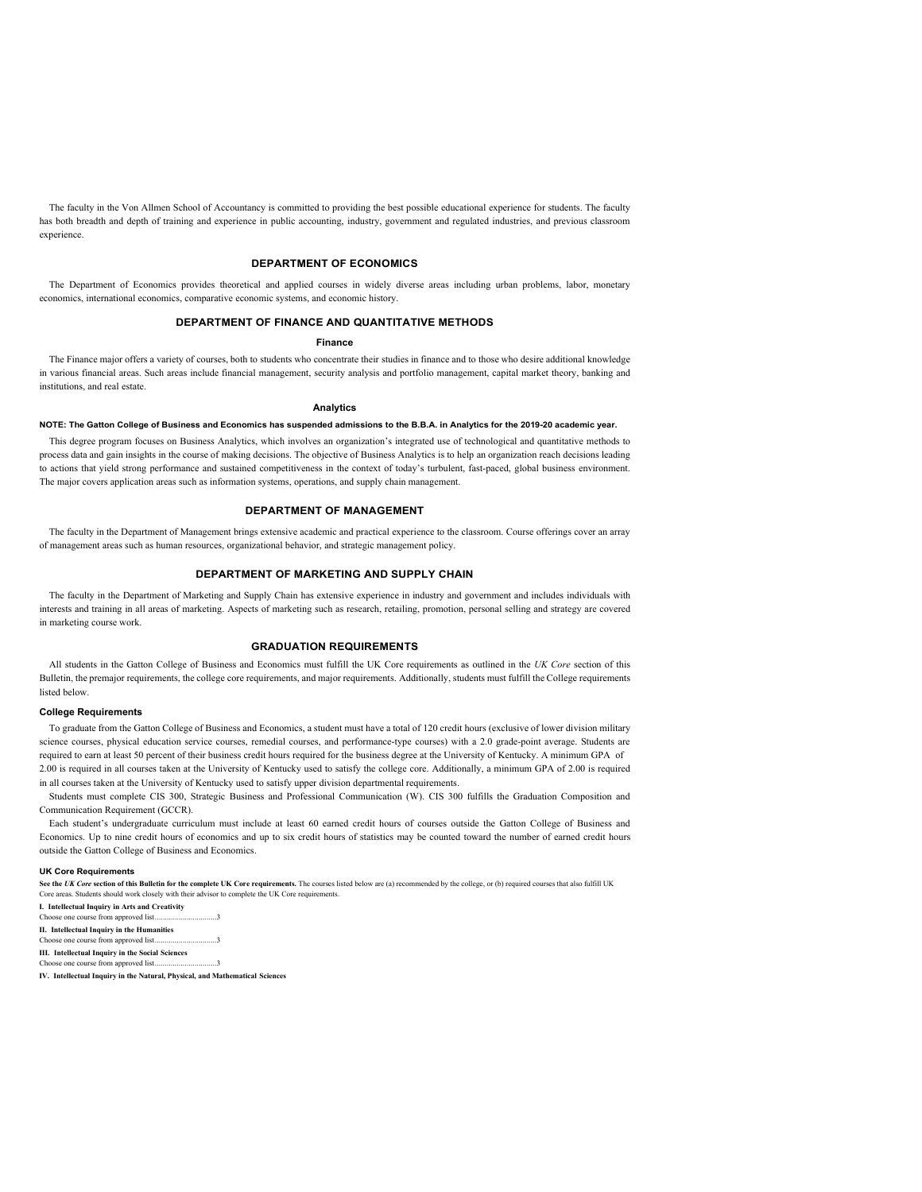The faculty in the Von Allmen School of Accountancy is committed to providing the best possible educational experience for students. The faculty has both breadth and depth of training and experience in public accounting, industry, government and regulated industries, and previous classroom experience.

## DEPARTMENT OF ECONOMICS

The Department of Economics provides theoretical and applied courses in widely diverse areas including urban problems, labor, monetary economics, international economics, comparative economic systems, and economic history.

## DEPARTMENT OF FINANCE AND QUANTITATIVE METHODS

### Finance

The Finance major offers a variety of courses, both to students who concentrate their studies in finance and to those who desire additional knowledge in various financial areas. Such areas include financial management, security analysis and portfolio management, capital market theory, banking and institutions, and real estate.

### Analytics

**NOTE: The Gatton College of Business and Economics has suspended admissions to the B.B.A. in Analytics for the 2019-20 academic year.**

This degree program focuses on Business Analytics, which involves an organization's integrated use of technological and quantitative methods to process data and gain insights in the course of making decisions. The objective of Business Analytics is to help an organization reach decisions leading to actions that yield strong performance and sustained competitiveness in the context of today's turbulent, fast-paced, global business environment. The major covers application areas such as information systems, operations, and supply chain management.

## DEPARTMENT OF MANAGEMENT

The faculty in the Department of Management brings extensive academic and practical experience to the classroom. Course offerings cover an array of management areas such as human resources, organizational behavior, and strategic management policy.

## DEPARTMENT OF MARKETING AND SUPPLY CHAIN

The faculty in the Department of Marketing and Supply Chain has extensive experience in industry and government and includes individuals with interests and training in all areas of marketing. Aspects of marketing such as research, retailing, promotion, personal selling and strategy are covered in marketing course work.

## GRADUATION REQUIREMENTS

All students in the Gatton College of Business and Economics must fulfill the UK Core requirements as outlined in the *UK Core* section of this Bulletin, the premajor requirements, the college core requirements, and major requirements. Additionally, students must fulfill the College requirements listed below.

### College Requirements

To graduate from the Gatton College of Business and Economics, a student must have a total of 120 credit hours (exclusive of lower division military science courses, physical education service courses, remedial courses, and performance-type courses) with a 2.0 grade-point average. Students are required to earn at least 50 percent of their business credit hours required for the business degree at the University of Kentucky. A minimum GPA of 2.00 is required in all courses taken at the University of Kentucky used to satisfy the college core. Additionally, a minimum GPA of 2.00 is required in all courses taken at the University of Kentucky used to satisfy upper division departmental requirements.

Students must complete CIS 300, Strategic Business and Professional Communication (W). CIS 300 fulfills the Graduation Composition and Communication Requirement (GCCR).

Each student's undergraduate curriculum must include at least 60 earned credit hours of courses outside the Gatton College of Business and Economics. Up to nine credit hours of economics and up to six credit hours of statistics may be counted toward the number of earned credit hours outside the Gatton College of Business and Economics.

### UK Core Requirements

**See the *UK Core* section of this Bulletin for the complete UK Core requirements.** The courses listed below are (a) recommended by the college, or (b) required courses that also fulfill UK Core areas. Students should work closely with their advisor to complete the UK Core requirements.

**I. Intellectual Inquiry in Arts and Creativity**
Choose one course from approved list..............................3

**II. Intellectual Inquiry in the Humanities**
Choose one course from approved list..............................3

**III. Intellectual Inquiry in the Social Sciences**
Choose one course from approved list..............................3

**IV. Intellectual Inquiry in the Natural, Physical, and Mathematical Sciences**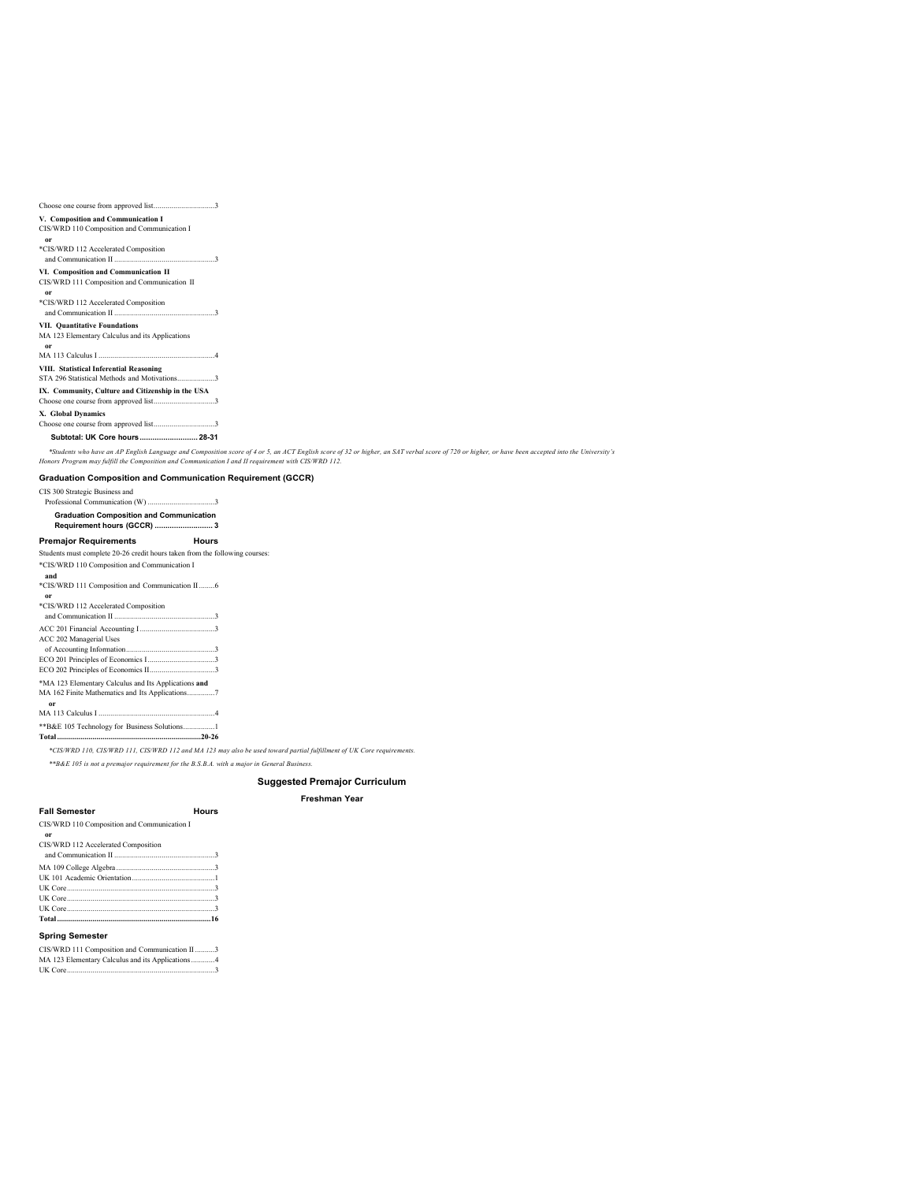Choose one course from approved list ................................ 3

**V. Composition and Communication I**

CIS/WRD 110 Composition and Communication I

or

*CIS/WRD 112 Accelerated Composition and Communication II ................................ 3

**VI. Composition and Communication II**

CIS/WRD 111 Composition and Communication II

or

*CIS/WRD 112 Accelerated Composition and Communication II ................................ 3

**VII. Quantitative Foundations**

MA 123 Elementary Calculus and its Applications

or

MA 113 Calculus I ................................ 4

**VIII. Statistical Inferential Reasoning**

STA 296 Statistical Methods and Motivations ................................ 3

**IX. Community, Culture and Citizenship in the USA**

Choose one course from approved list ................................ 3

**X. Global Dynamics**

Choose one course from approved list ................................ 3

**Subtotal: UK Core hours ................................ 28-31**

*\*Students who have an AP English Language and Composition score of 4 or 5, an ACT English score of 32 or higher, an SAT verbal score of 720 or higher, or have been accepted into the University's Honors Program may fulfill the Composition and Communication I and II requirement with CIS/WRD 112.*

### Graduation Composition and Communication Requirement (GCCR)

CIS 300 Strategic Business and Professional Communication (W) ................................ 3

**Graduation Composition and Communication Requirement hours (GCCR) ................................ 3**

### Premajor Requirements — Hours

Students must complete 20-26 credit hours taken from the following courses:

*CIS/WRD 110 Composition and Communication I

and

*CIS/WRD 111 Composition and Communication II ................................ 6

or

*CIS/WRD 112 Accelerated Composition and Communication II ................................ 3

ACC 201 Financial Accounting I ................................ 3

ACC 202 Managerial Uses of Accounting Information ................................ 3

ECO 201 Principles of Economics I ................................ 3

ECO 202 Principles of Economics II ................................ 3

*MA 123 Elementary Calculus and Its Applications **and** MA 162 Finite Mathematics and Its Applications ................................ 7

or

MA 113 Calculus I ................................ 4

**B&E 105 Technology for Business Solutions ................................ 1

**Total ................................ 20-26**

*\*CIS/WRD 110, CIS/WRD 111, CIS/WRD 112 and MA 123 may also be used toward partial fulfillment of UK Core requirements.*

*\*\*B&E 105 is not a premajor requirement for the B.S.B.A. with a major in General Business.*

## Suggested Premajor Curriculum

### Freshman Year

#### Fall Semester — Hours

CIS/WRD 110 Composition and Communication I

or

CIS/WRD 112 Accelerated Composition and Communication II ................................ 3

MA 109 College Algebra ................................ 3

UK 101 Academic Orientation ................................ 1

UK Core ................................ 3

UK Core ................................ 3

UK Core ................................ 3

**Total ................................ 16**

#### Spring Semester

CIS/WRD 111 Composition and Communication II ................................ 3

MA 123 Elementary Calculus and its Applications ................................ 4

UK Core ................................ 3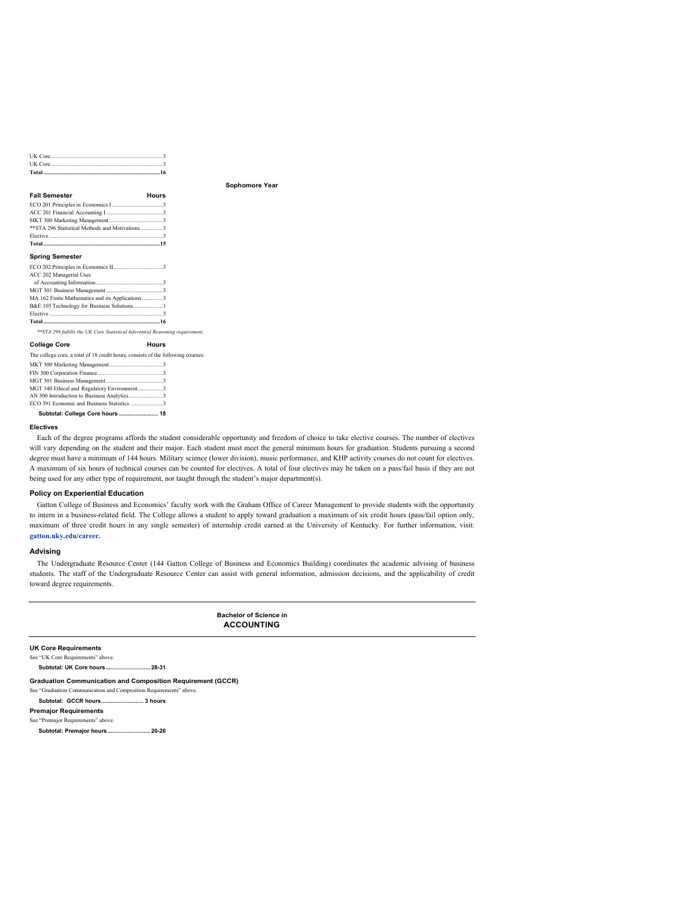| | |
|---|---|
| UK Core | 3 |
| UK Core | 3 |
| **Total** | **16** |

**Sophomore Year**

| **Fall Semester** | **Hours** |
|---|---|
| ECO 201 Principles in Economics I | 3 |
| ACC 201 Financial Accounting I | 3 |
| MKT 300 Marketing Management | 3 |
| **STA 296 Statistical Methods and Motivations | 3 |
| Elective | 3 |
| **Total** | **15** |

| **Spring Semester** | |
|---|---|
| ECO 202 Principles in Economics II | 3 |
| ACC 202 Managerial Uses of Accounting Information | 3 |
| MGT 301 Business Management | 3 |
| MA 162 Finite Mathematics and its Applications | 3 |
| B&E 105 Technology for Business Solutions | 1 |
| Elective | 3 |
| **Total** | **16** |

*\*\*STA 296 fulfills the UK Core Statistical Inferential Reasoning requirement.*

**College Core** **Hours**

The college core, a total of 18 credit hours, consists of the following courses:

| | |
|---|---|
| MKT 300 Marketing Management | 3 |
| FIN 300 Corporation Finance | 3 |
| MGT 301 Business Management | 3 |
| MGT 340 Ethical and Regulatory Environment | 3 |
| AN 300 Introduction to Business Analytics | 3 |
| ECO 391 Economic and Business Statistics | 3 |

**Subtotal: College Core hours ........................ 18**

### Electives

Each of the degree programs affords the student considerable opportunity and freedom of choice to take elective courses. The number of electives will vary depending on the student and their major. Each student must meet the general minimum hours for graduation. Students pursuing a second degree must have a minimum of 144 hours. Military science (lower division), music performance, and KHP activity courses do not count for electives. A maximum of six hours of technical courses can be counted for electives. A total of four electives may be taken on a pass/fail basis if they are not being used for any other type of requirement, nor taught through the student's major department(s).

### Policy on Experiential Education

Gatton College of Business and Economics' faculty work with the Graham Office of Career Management to provide students with the opportunity to intern in a business-related field. The College allows a student to apply toward graduation a maximum of six credit hours (pass/fail option only, maximum of three credit hours in any single semester) of internship credit earned at the University of Kentucky. For further information, visit: **gatton.uky.edu/career.**

### Advising

The Undergraduate Resource Center (144 Gatton College of Business and Economics Building) coordinates the academic advising of business students. The staff of the Undergraduate Resource Center can assist with general information, admission decisions, and the applicability of credit toward degree requirements.

## Bachelor of Science in ACCOUNTING

### UK Core Requirements

See "UK Core Requirements" above.

**Subtotal: UK Core hours ........................... 28-31**

### Graduation Communication and Composition Requirement (GCCR)

See "Graduation Communication and Composition Requirements" above.

**Subtotal: GCCR hours.......................... 3 hours**

### Premajor Requirements

See "Premajor Requirements" above.

**Subtotal: Premajor hours.......................... 20-26**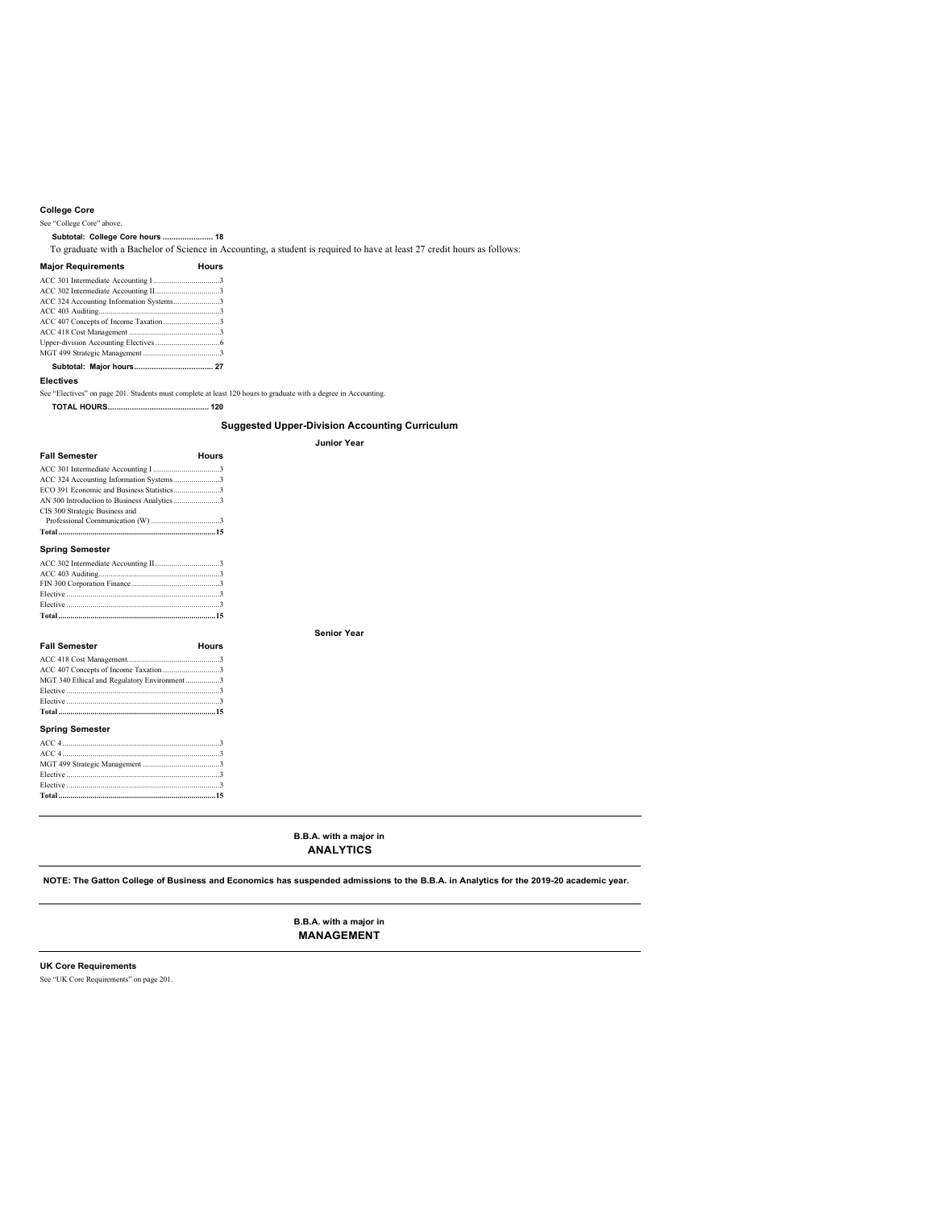### College Core

See "College Core" above.

**Subtotal: College Core hours ....................... 18**

To graduate with a Bachelor of Science in Accounting, a student is required to have at least 27 credit hours as follows:

| Major Requirements | Hours |
|---|---|
| ACC 301 Intermediate Accounting I | 3 |
| ACC 302 Intermediate Accounting II | 3 |
| ACC 324 Accounting Information Systems | 3 |
| ACC 403 Auditing | 3 |
| ACC 407 Concepts of Income Taxation | 3 |
| ACC 418 Cost Management | 3 |
| Upper-division Accounting Electives | 6 |
| MGT 499 Strategic Management | 3 |
| **Subtotal: Major hours** | **27** |

### Electives

See "Electives" on page 201. Students must complete at least 120 hours to graduate with a degree in Accounting.

**TOTAL HOURS.............................................. 120**

## Suggested Upper-Division Accounting Curriculum

### Junior Year

| Fall Semester | Hours |
|---|---|
| ACC 301 Intermediate Accounting I | 3 |
| ACC 324 Accounting Information Systems | 3 |
| ECO 391 Economic and Business Statistics | 3 |
| AN 300 Introduction to Business Analytics | 3 |
| CIS 300 Strategic Business and Professional Communication (W) | 3 |
| **Total** | **15** |

| Spring Semester | Hours |
|---|---|
| ACC 302 Intermediate Accounting II | 3 |
| ACC 403 Auditing | 3 |
| FIN 300 Corporation Finance | 3 |
| Elective | 3 |
| Elective | 3 |
| **Total** | **15** |

### Senior Year

| Fall Semester | Hours |
|---|---|
| ACC 418 Cost Management | 3 |
| ACC 407 Concepts of Income Taxation | 3 |
| MGT 340 Ethical and Regulatory Environment | 3 |
| Elective | 3 |
| Elective | 3 |
| **Total** | **15** |

| Spring Semester | Hours |
|---|---|
| ACC 4 | 3 |
| ACC 4 | 3 |
| MGT 499 Strategic Management | 3 |
| Elective | 3 |
| Elective | 3 |
| **Total** | **15** |

---

## B.B.A. with a major in ANALYTICS

---

**NOTE: The Gatton College of Business and Economics has suspended admissions to the B.B.A. in Analytics for the 2019-20 academic year.**

---

## B.B.A. with a major in MANAGEMENT

---

### UK Core Requirements

See "UK Core Requirements" on page 201.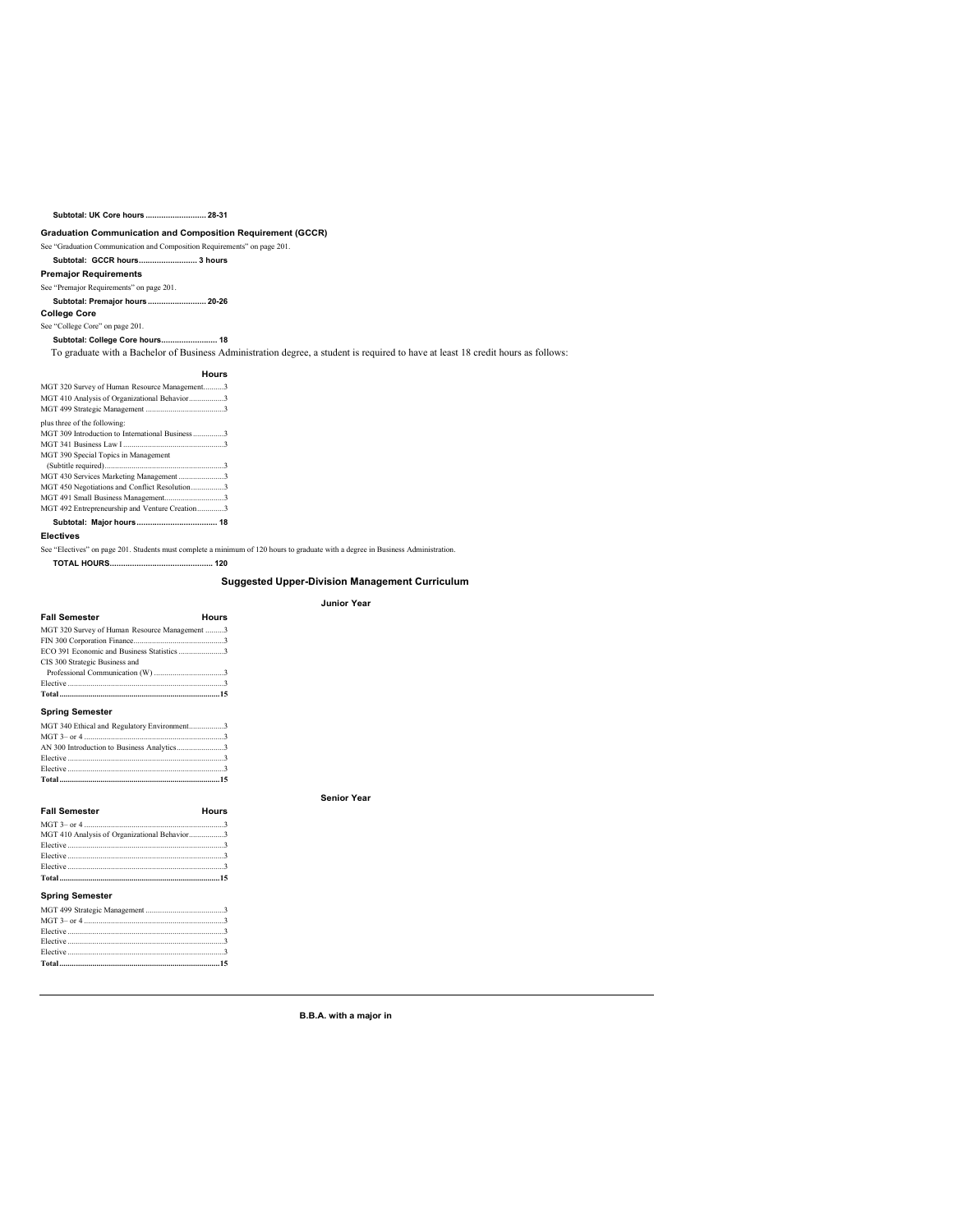**Subtotal: UK Core hours ........................... 28-31**

### Graduation Communication and Composition Requirement (GCCR)

See "Graduation Communication and Composition Requirements" on page 201.

**Subtotal: GCCR hours........................... 3 hours**

### Premajor Requirements

See "Premajor Requirements" on page 201.

**Subtotal: Premajor hours ........................... 20-26**

### College Core

See "College Core" on page 201.

**Subtotal: College Core hours......................... 18**

To graduate with a Bachelor of Business Administration degree, a student is required to have at least 18 credit hours as follows:

| | Hours |
|---|---|
| MGT 320 Survey of Human Resource Management | 3 |
| MGT 410 Analysis of Organizational Behavior | 3 |
| MGT 499 Strategic Management | 3 |
| plus three of the following: | |
| MGT 309 Introduction to International Business | 3 |
| MGT 341 Business Law I | 3 |
| MGT 390 Special Topics in Management (Subtitle required) | 3 |
| MGT 430 Services Marketing Management | 3 |
| MGT 450 Negotiations and Conflict Resolution | 3 |
| MGT 491 Small Business Management | 3 |
| MGT 492 Entrepreneurship and Venture Creation | 3 |
| **Subtotal: Major hours** | **18** |

### Electives

See "Electives" on page 201. Students must complete a minimum of 120 hours to graduate with a degree in Business Administration.

**TOTAL HOURS............................................. 120**

## Suggested Upper-Division Management Curriculum

### Junior Year

| Fall Semester | Hours |
|---|---|
| MGT 320 Survey of Human Resource Management | 3 |
| FIN 300 Corporation Finance | 3 |
| ECO 391 Economic and Business Statistics | 3 |
| CIS 300 Strategic Business and Professional Communication (W) | 3 |
| Elective | 3 |
| **Total** | **15** |

| Spring Semester | Hours |
|---|---|
| MGT 340 Ethical and Regulatory Environment | 3 |
| MGT 3– or 4 | 3 |
| AN 300 Introduction to Business Analytics | 3 |
| Elective | 3 |
| Elective | 3 |
| **Total** | **15** |

### Senior Year

| Fall Semester | Hours |
|---|---|
| MGT 3– or 4 | 3 |
| MGT 410 Analysis of Organizational Behavior | 3 |
| Elective | 3 |
| Elective | 3 |
| Elective | 3 |
| **Total** | **15** |

| Spring Semester | Hours |
|---|---|
| MGT 499 Strategic Management | 3 |
| MGT 3– or 4 | 3 |
| Elective | 3 |
| Elective | 3 |
| Elective | 3 |
| **Total** | **15** |

---

**B.B.A. with a major in**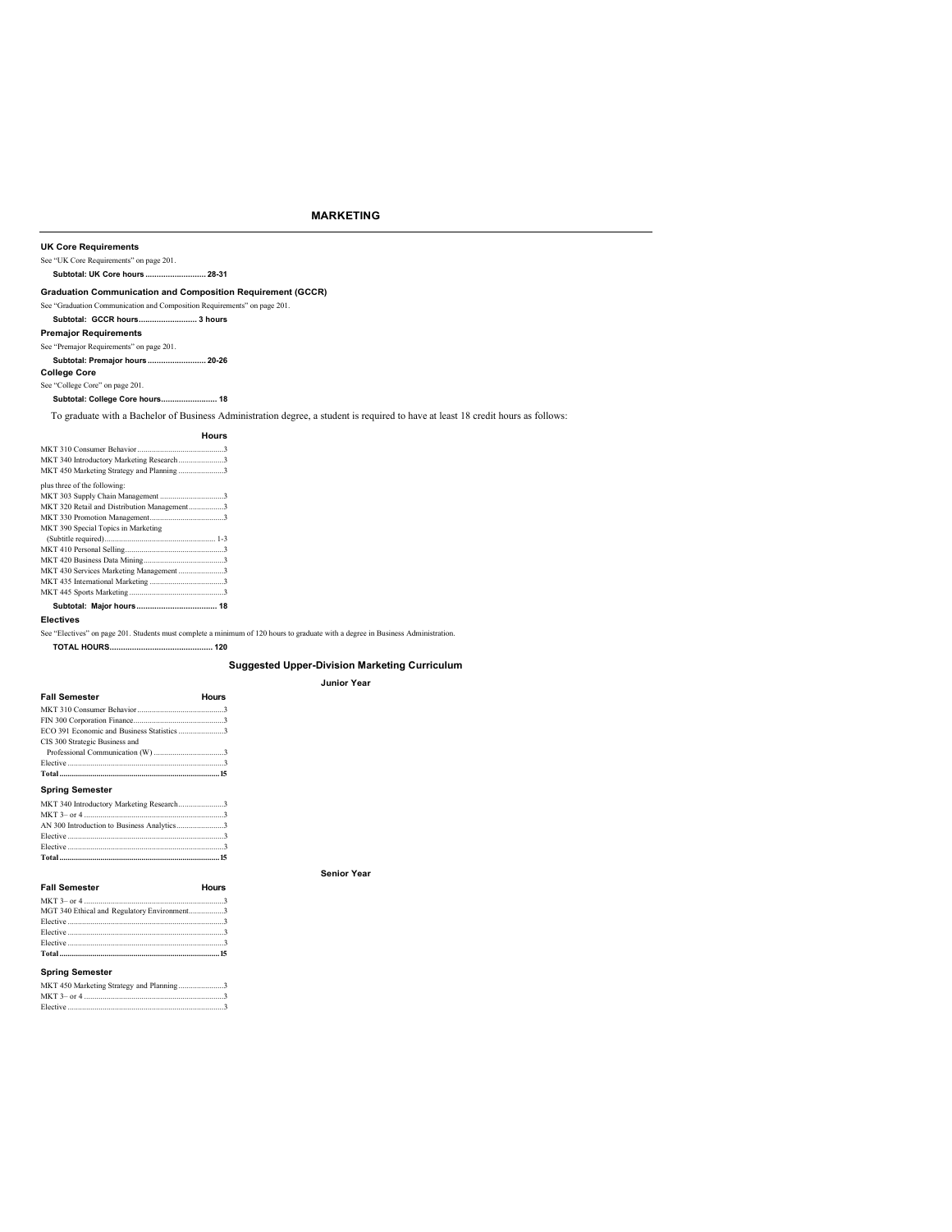## MARKETING

### UK Core Requirements

See "UK Core Requirements" on page 201.

**Subtotal: UK Core hours ........................... 28-31**

### Graduation Communication and Composition Requirement (GCCR)

See "Graduation Communication and Composition Requirements" on page 201.

**Subtotal: GCCR hours.......................... 3 hours**

### Premajor Requirements

See "Premajor Requirements" on page 201.

**Subtotal: Premajor hours .......................... 20-26**

### College Core

See "College Core" on page 201.

**Subtotal: College Core hours......................... 18**

To graduate with a Bachelor of Business Administration degree, a student is required to have at least 18 credit hours as follows:

| | Hours |
|---|---|
| MKT 310 Consumer Behavior | 3 |
| MKT 340 Introductory Marketing Research | 3 |
| MKT 450 Marketing Strategy and Planning | 3 |
| plus three of the following: | |
| MKT 303 Supply Chain Management | 3 |
| MKT 320 Retail and Distribution Management | 3 |
| MKT 330 Promotion Management | 3 |
| MKT 390 Special Topics in Marketing (Subtitle required) | 1-3 |
| MKT 410 Personal Selling | 3 |
| MKT 420 Business Data Mining | 3 |
| MKT 430 Services Marketing Management | 3 |
| MKT 435 International Marketing | 3 |
| MKT 445 Sports Marketing | 3 |
| **Subtotal: Major hours** | **18** |

### Electives

See "Electives" on page 201. Students must complete a minimum of 120 hours to graduate with a degree in Business Administration.

**TOTAL HOURS............................................. 120**

## Suggested Upper-Division Marketing Curriculum

### Junior Year

| Fall Semester | Hours |
|---|---|
| MKT 310 Consumer Behavior | 3 |
| FIN 300 Corporation Finance | 3 |
| ECO 391 Economic and Business Statistics | 3 |
| CIS 300 Strategic Business and Professional Communication (W) | 3 |
| Elective | 3 |
| **Total** | **15** |

| Spring Semester | Hours |
|---|---|
| MKT 340 Introductory Marketing Research | 3 |
| MKT 3– or 4 | 3 |
| AN 300 Introduction to Business Analytics | 3 |
| Elective | 3 |
| Elective | 3 |
| **Total** | **15** |

### Senior Year

| Fall Semester | Hours |
|---|---|
| MKT 3– or 4 | 3 |
| MGT 340 Ethical and Regulatory Environment | 3 |
| Elective | 3 |
| Elective | 3 |
| Elective | 3 |
| **Total** | **15** |

| Spring Semester | Hours |
|---|---|
| MKT 450 Marketing Strategy and Planning | 3 |
| MKT 3– or 4 | 3 |
| Elective | 3 |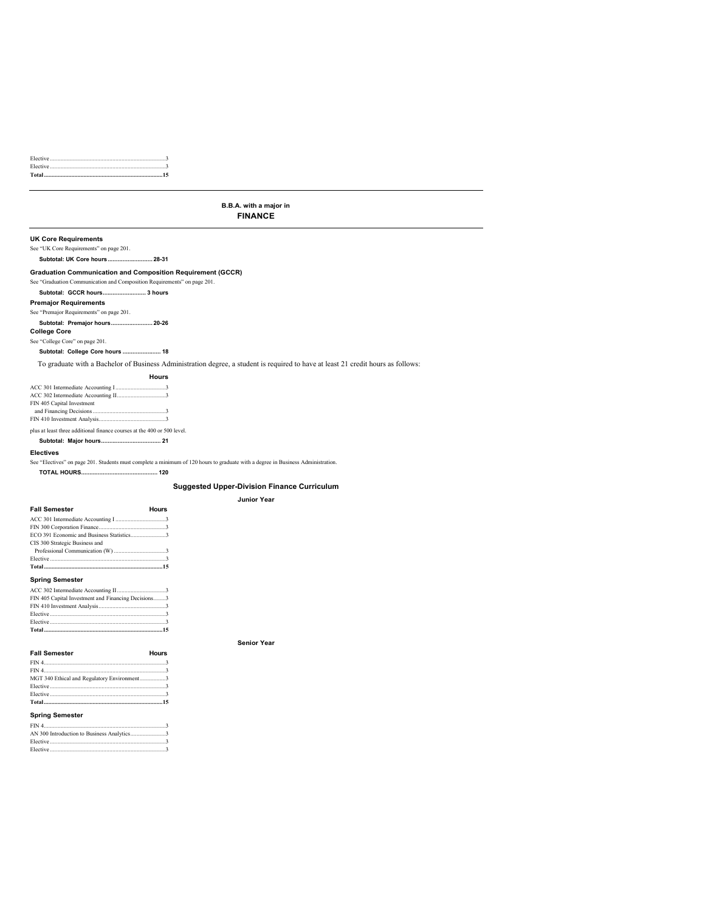| | |
|---|---|
| Elective | 3 |
| Elective | 3 |
| **Total** | **15** |

---

## B.B.A. with a major in FINANCE

---

### UK Core Requirements

See "UK Core Requirements" on page 201.

**Subtotal: UK Core hours ........................... 28-31**

### Graduation Communication and Composition Requirement (GCCR)

See "Graduation Communication and Composition Requirements" on page 201.

**Subtotal: GCCR hours.......................... 3 hours**

### Premajor Requirements

See "Premajor Requirements" on page 201.

**Subtotal: Premajor hours......................... 20-26**

### College Core

See "College Core" on page 201.

**Subtotal: College Core hours ....................... 18**

To graduate with a Bachelor of Business Administration degree, a student is required to have at least 21 credit hours as follows:

| | Hours |
|---|---|
| ACC 301 Intermediate Accounting I | 3 |
| ACC 302 Intermediate Accounting II | 3 |
| FIN 405 Capital Investment and Financing Decisions | 3 |
| FIN 410 Investment Analysis | 3 |

plus at least three additional finance courses at the 400 or 500 level.

**Subtotal: Major hours.................................... 21**

### Electives

See "Electives" on page 201. Students must complete a minimum of 120 hours to graduate with a degree in Business Administration.

**TOTAL HOURS............................................. 120**

## Suggested Upper-Division Finance Curriculum

### Junior Year

| Fall Semester | Hours |
|---|---|
| ACC 301 Intermediate Accounting I | 3 |
| FIN 300 Corporation Finance | 3 |
| ECO 391 Economic and Business Statistics | 3 |
| CIS 300 Strategic Business and Professional Communication (W) | 3 |
| Elective | 3 |
| **Total** | **15** |

**Spring Semester**

| | |
|---|---|
| ACC 302 Intermediate Accounting II | 3 |
| FIN 405 Capital Investment and Financing Decisions | 3 |
| FIN 410 Investment Analysis | 3 |
| Elective | 3 |
| Elective | 3 |
| **Total** | **15** |

### Senior Year

| Fall Semester | Hours |
|---|---|
| FIN 4 | 3 |
| FIN 4 | 3 |
| MGT 340 Ethical and Regulatory Environment | 3 |
| Elective | 3 |
| Elective | 3 |
| **Total** | **15** |

**Spring Semester**

| | |
|---|---|
| FIN 4 | 3 |
| AN 300 Introduction to Business Analytics | 3 |
| Elective | 3 |
| Elective | 3 |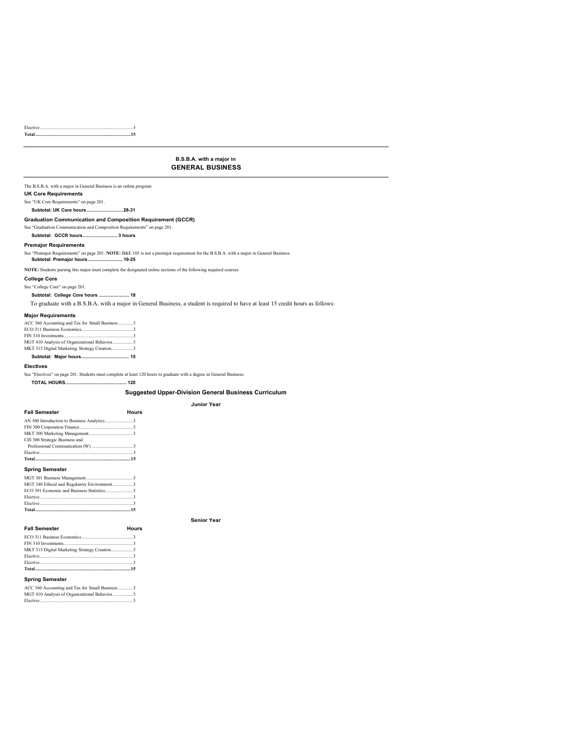| | |
|---|---|
| Elective | 3 |
| **Total** | **15** |

## B.S.B.A. with a major in GENERAL BUSINESS

The B.S.B.A. with a major in General Business is an online program.

### UK Core Requirements

See "UK Core Requirements" on page 201.

**Subtotal: UK Core hours ............................ 28-31**

### Graduation Communication and Composition Requirement (GCCR)

See "Graduation Communication and Composition Requirements" on page 201.

**Subtotal: GCCR hours.......................... 3 hours**

### Premajor Requirements

See "Premajor Requirements" on page 201. **NOTE:** B&E 105 is not a premajor requirement for the B.S.B.A. with a major in General Business.

**Subtotal: Premajor hours.......................... 19-25**

**NOTE:** Students pursing this major must complete the designated online sections of the following required courses.

### College Core

See "College Core" on page 201.

**Subtotal: College Core hours ....................... 18**

To graduate with a B.S.B.A. with a major in General Business, a student is required to have at least 15 credit hours as follows:

### Major Requirements

| | |
|---|---|
| ACC 360 Accounting and Tax for Small Business | 3 |
| ECO 311 Business Economics | 3 |
| FIN 310 Investments | 3 |
| MGT 410 Analysis of Organizational Behavior | 3 |
| MKT 315 Digital Marketing Strategy Creation | 3 |
| **Subtotal: Major hours** | **15** |

### Electives

See "Electives" on page 201. Students must complete at least 120 hours to graduate with a degree in General Business.

**TOTAL HOURS............................................. 120**

### Suggested Upper-Division General Business Curriculum

#### Junior Year

| Fall Semester | Hours |
|---|---|
| AN 300 Introduction to Business Analytics | 3 |
| FIN 300 Corporation Finance | 3 |
| MKT 300 Marketing Management | 3 |
| CIS 300 Strategic Business and Professional Communication (W) | 3 |
| Elective | 3 |
| **Total** | **15** |

| Spring Semester | |
|---|---|
| MGT 301 Business Management | 3 |
| MGT 340 Ethical and Regulatory Environment | 3 |
| ECO 391 Economic and Business Statistics | 3 |
| Elective | 3 |
| Elective | 3 |
| **Total** | **15** |

#### Senior Year

| Fall Semester | Hours |
|---|---|
| ECO 311 Business Economics | 3 |
| FIN 310 Investments | 3 |
| MKT 315 Digital Marketing Strategy Creation | 3 |
| Elective | 3 |
| Elective | 3 |
| **Total** | **15** |

| Spring Semester | |
|---|---|
| ACC 360 Accounting and Tax for Small Business | 3 |
| MGT 410 Analysis of Organizational Behavior | 3 |
| Elective | 3 |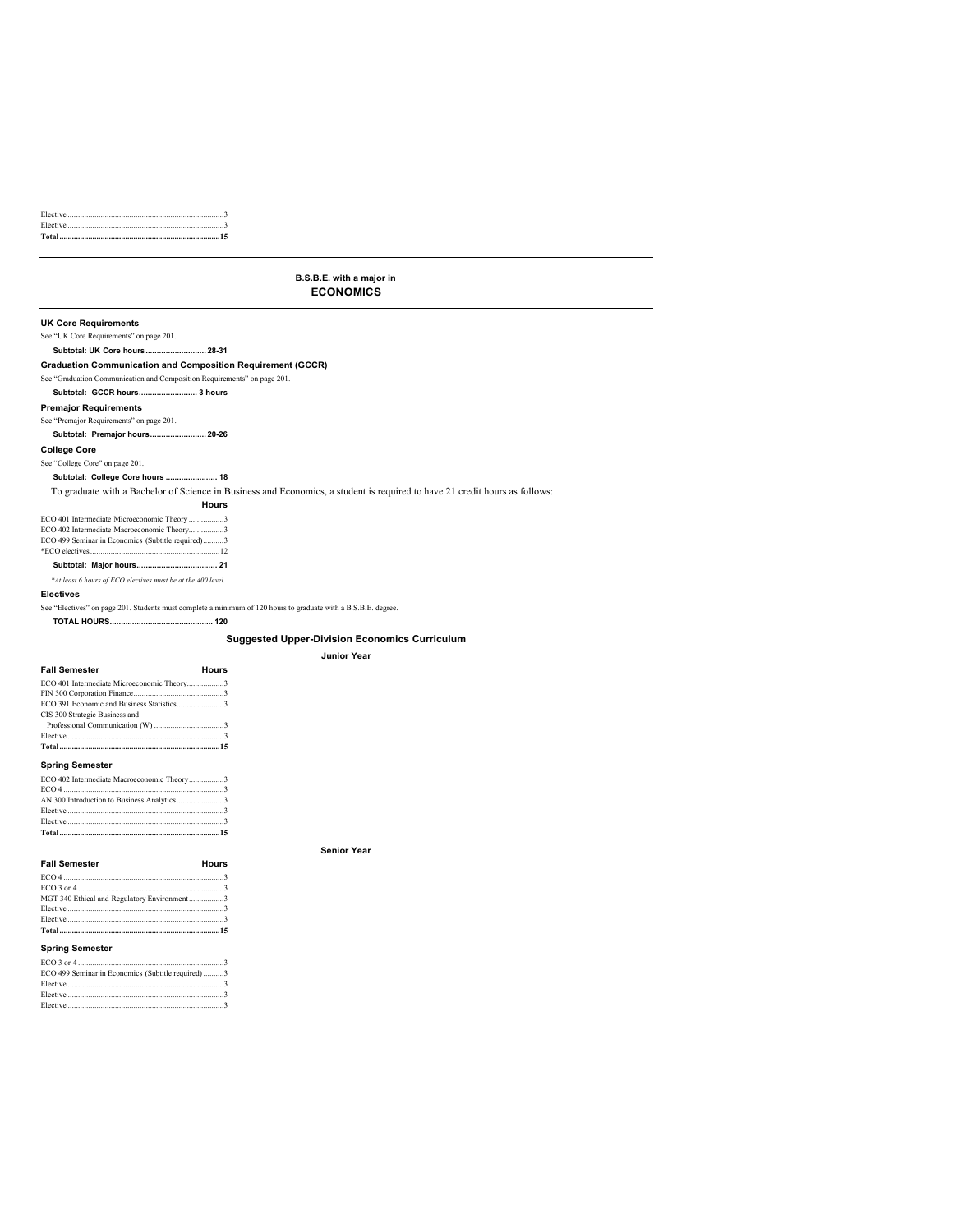| | |
|---|---|
| Elective | 3 |
| Elective | 3 |
| **Total** | **15** |

---

## B.S.B.E. with a major in ECONOMICS

---

### UK Core Requirements

See "UK Core Requirements" on page 201.

**Subtotal: UK Core hours ........................... 28-31**

### Graduation Communication and Composition Requirement (GCCR)

See "Graduation Communication and Composition Requirements" on page 201.

**Subtotal: GCCR hours.......................... 3 hours**

### Premajor Requirements

See "Premajor Requirements" on page 201.

**Subtotal: Premajor hours......................... 20-26**

### College Core

See "College Core" on page 201.

**Subtotal: College Core hours ....................... 18**

To graduate with a Bachelor of Science in Business and Economics, a student is required to have 21 credit hours as follows:

| | Hours |
|---|---|
| ECO 401 Intermediate Microeconomic Theory | 3 |
| ECO 402 Intermediate Macroeconomic Theory | 3 |
| ECO 499 Seminar in Economics (Subtitle required) | 3 |
| *ECO electives | 12 |
| **Subtotal: Major hours** | **21** |

*\*At least 6 hours of ECO electives must be at the 400 level.*

### Electives

See "Electives" on page 201. Students must complete a minimum of 120 hours to graduate with a B.S.B.E. degree.

**TOTAL HOURS............................................. 120**

## Suggested Upper-Division Economics Curriculum

### Junior Year

| Fall Semester | Hours |
|---|---|
| ECO 401 Intermediate Microeconomic Theory | 3 |
| FIN 300 Corporation Finance | 3 |
| ECO 391 Economic and Business Statistics | 3 |
| CIS 300 Strategic Business and Professional Communication (W) | 3 |
| Elective | 3 |
| **Total** | **15** |

| Spring Semester | Hours |
|---|---|
| ECO 402 Intermediate Macroeconomic Theory | 3 |
| ECO 4 | 3 |
| AN 300 Introduction to Business Analytics | 3 |
| Elective | 3 |
| Elective | 3 |
| **Total** | **15** |

### Senior Year

| Fall Semester | Hours |
|---|---|
| ECO 4 | 3 |
| ECO 3 or 4 | 3 |
| MGT 340 Ethical and Regulatory Environment | 3 |
| Elective | 3 |
| Elective | 3 |
| **Total** | **15** |

| Spring Semester | Hours |
|---|---|
| ECO 3 or 4 | 3 |
| ECO 499 Seminar in Economics (Subtitle required) | 3 |
| Elective | 3 |
| Elective | 3 |
| Elective | 3 |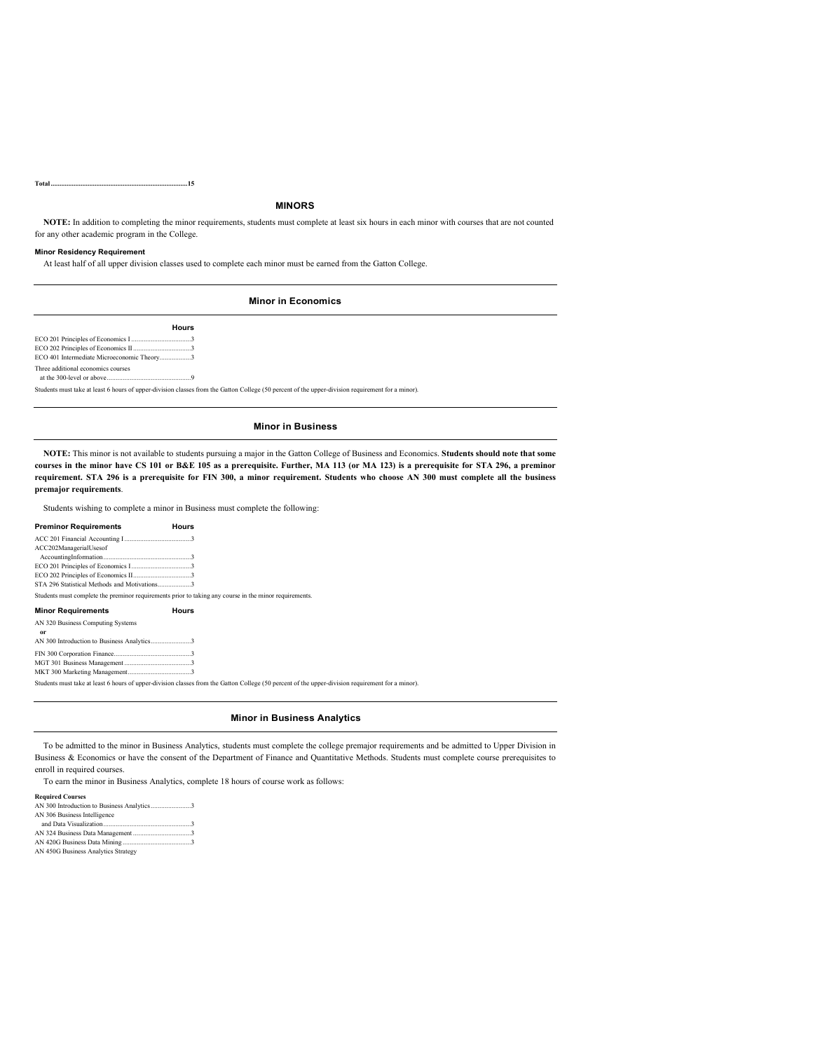**Total...............................................................................15**

## MINORS

**NOTE:** In addition to completing the minor requirements, students must complete at least six hours in each minor with courses that are not counted for any other academic program in the College.

**Minor Residency Requirement**

At least half of all upper division classes used to complete each minor must be earned from the Gatton College.

### Minor in Economics

| | Hours |
|---|---|
| ECO 201 Principles of Economics I | 3 |
| ECO 202 Principles of Economics II | 3 |
| ECO 401 Intermediate Microeconomic Theory | 3 |
| Three additional economics courses at the 300-level or above | 9 |

Students must take at least 6 hours of upper-division classes from the Gatton College (50 percent of the upper-division requirement for a minor).

### Minor in Business

**NOTE:** This minor is not available to students pursuing a major in the Gatton College of Business and Economics. **Students should note that some courses in the minor have CS 101 or B&E 105 as a prerequisite. Further, MA 113 (or MA 123) is a prerequisite for STA 296, a preminor requirement. STA 296 is a prerequisite for FIN 300, a minor requirement. Students who choose AN 300 must complete all the business premajor requirements**.

Students wishing to complete a minor in Business must complete the following:

| Preminor Requirements | Hours |
|---|---|
| ACC 201 Financial Accounting I | 3 |
| ACC202ManagerialUsesof AccountingInformation | 3 |
| ECO 201 Principles of Economics I | 3 |
| ECO 202 Principles of Economics II | 3 |
| STA 296 Statistical Methods and Motivations | 3 |

Students must complete the preminor requirements prior to taking any course in the minor requirements.

| Minor Requirements | Hours |
|---|---|
| AN 320 Business Computing Systems **or** AN 300 Introduction to Business Analytics | 3 |
| FIN 300 Corporation Finance | 3 |
| MGT 301 Business Management | 3 |
| MKT 300 Marketing Management | 3 |

Students must take at least 6 hours of upper-division classes from the Gatton College (50 percent of the upper-division requirement for a minor).

### Minor in Business Analytics

To be admitted to the minor in Business Analytics, students must complete the college premajor requirements and be admitted to Upper Division in Business & Economics or have the consent of the Department of Finance and Quantitative Methods. Students must complete course prerequisites to enroll in required courses.

To earn the minor in Business Analytics, complete 18 hours of course work as follows:

**Required Courses**

| | |
|---|---|
| AN 300 Introduction to Business Analytics | 3 |
| AN 306 Business Intelligence and Data Visualization | 3 |
| AN 324 Business Data Management | 3 |
| AN 420G Business Data Mining | 3 |
| AN 450G Business Analytics Strategy | |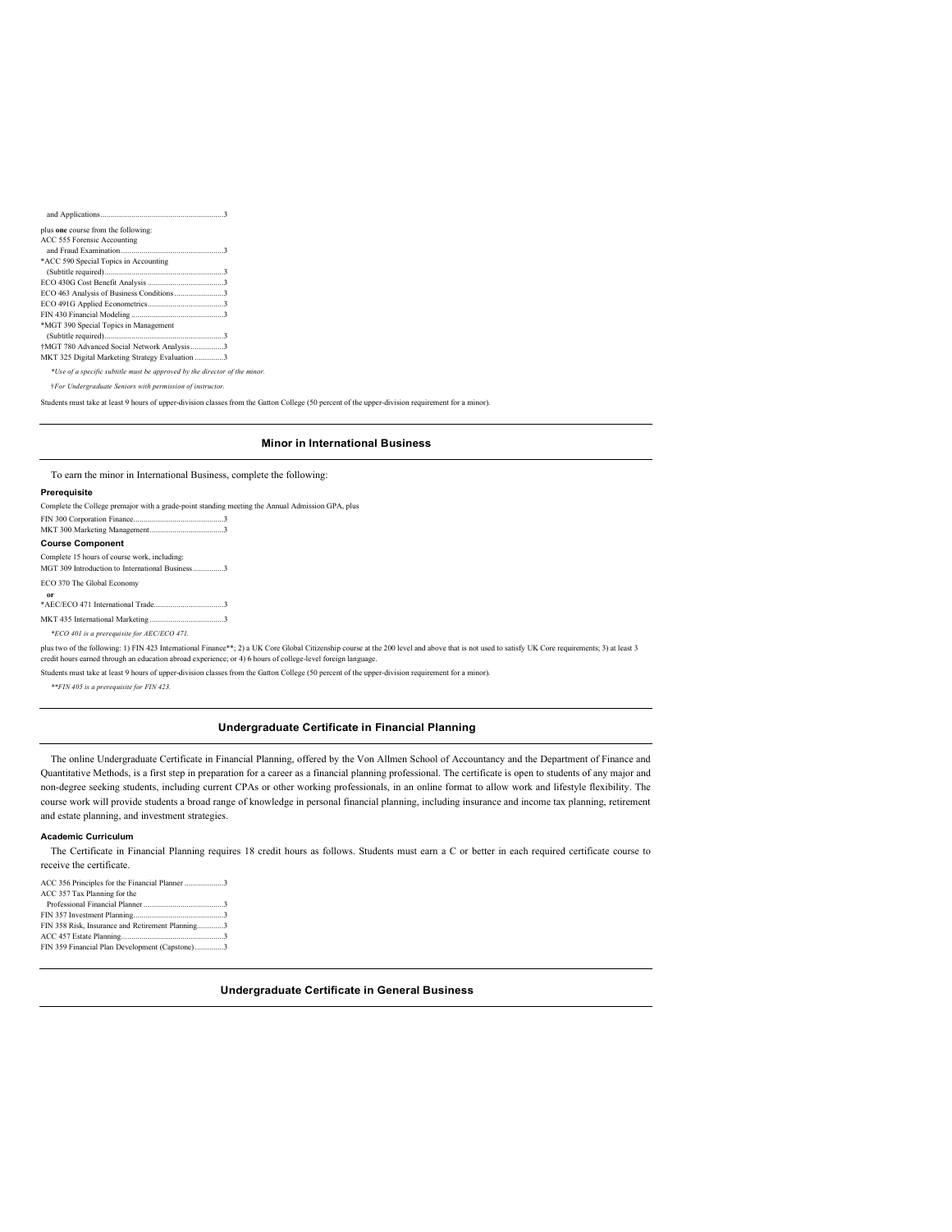and Applications.............................................................3

plus **one** course from the following:
ACC 555 Forensic Accounting
and Fraud Examination.......................................................3
*ACC 590 Special Topics in Accounting
(Subtitle required)..............................................................3
ECO 430G Cost Benefit Analysis ........................................3
ECO 463 Analysis of Business Conditions...........................3
ECO 491G Applied Econometrics........................................3
FIN 430 Financial Modeling ................................................3
*MGT 390 Special Topics in Management
(Subtitle required)..............................................................3
†MGT 780 Advanced Social Network Analysis ...................3
MKT 325 Digital Marketing Strategy Evaluation ................3

*\*Use of a specific subtitle must be approved by the director of the minor.*

*†For Undergraduate Seniors with permission of instructor.*

Students must take at least 9 hours of upper-division classes from the Gatton College (50 percent of the upper-division requirement for a minor).

## Minor in International Business

To earn the minor in International Business, complete the following:

**Prerequisite**

Complete the College premajor with a grade-point standing meeting the Annual Admission GPA, plus

FIN 300 Corporation Finance...............................................3
MKT 300 Marketing Management.......................................3

**Course Component**

Complete 15 hours of course work, including:
MGT 309 Introduction to International Business ..................3

ECO 370 The Global Economy
**or**
*AEC/ECO 471 International Trade.....................................3

MKT 435 International Marketing .......................................3

*\*ECO 401 is a prerequisite for AEC/ECO 471.*

plus two of the following: 1) FIN 423 International Finance**; 2) a UK Core Global Citizenship course at the 200 level and above that is not used to satisfy UK Core requirements; 3) at least 3 credit hours earned through an education abroad experience; or 4) 6 hours of college-level foreign language.

Students must take at least 9 hours of upper-division classes from the Gatton College (50 percent of the upper-division requirement for a minor).

*\*\*FIN 405 is a prerequisite for FIN 423.*

## Undergraduate Certificate in Financial Planning

The online Undergraduate Certificate in Financial Planning, offered by the Von Allmen School of Accountancy and the Department of Finance and Quantitative Methods, is a first step in preparation for a career as a financial planning professional. The certificate is open to students of any major and non-degree seeking students, including current CPAs or other working professionals, in an online format to allow work and lifestyle flexibility. The course work will provide students a broad range of knowledge in personal financial planning, including insurance and income tax planning, retirement and estate planning, and investment strategies.

**Academic Curriculum**

The Certificate in Financial Planning requires 18 credit hours as follows. Students must earn a C or better in each required certificate course to receive the certificate.

ACC 356 Principles for the Financial Planner ....................3
ACC 357 Tax Planning for the
Professional Financial Planner ..........................................3
FIN 357 Investment Planning...............................................3
FIN 358 Risk, Insurance and Retirement Planning..............3
ACC 457 Estate Planning.....................................................3
FIN 359 Financial Plan Development (Capstone)...............3

## Undergraduate Certificate in General Business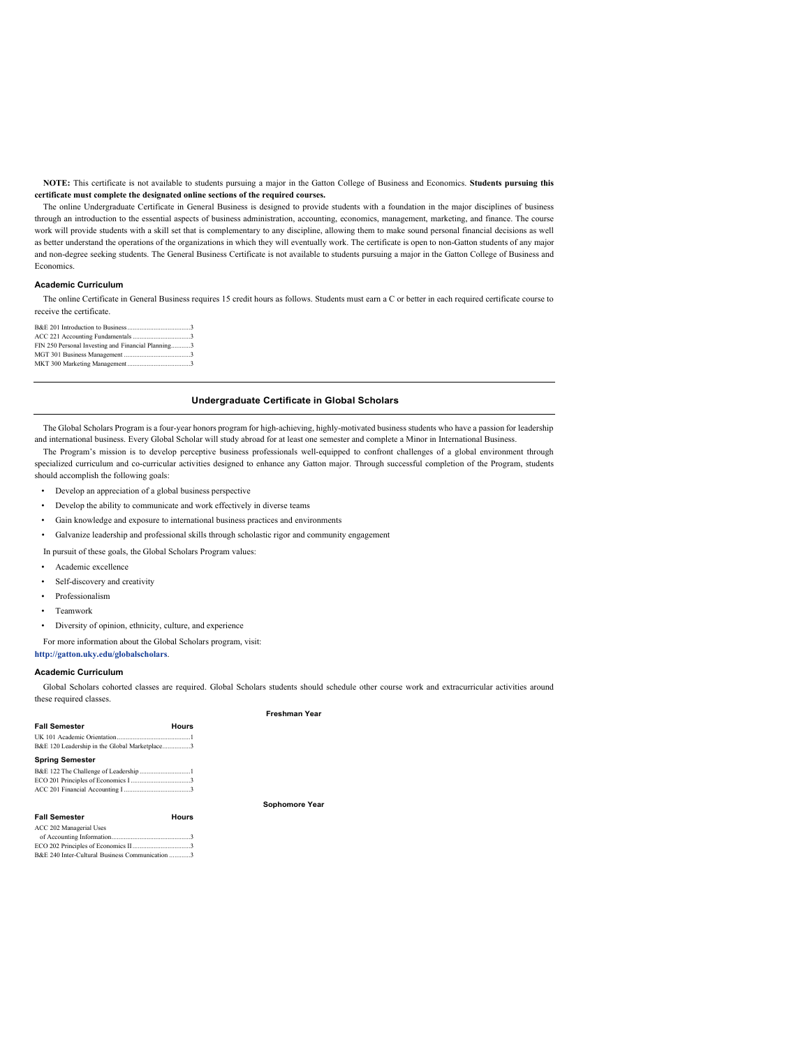**NOTE:** This certificate is not available to students pursuing a major in the Gatton College of Business and Economics. **Students pursuing this certificate must complete the designated online sections of the required courses.**

The online Undergraduate Certificate in General Business is designed to provide students with a foundation in the major disciplines of business through an introduction to the essential aspects of business administration, accounting, economics, management, marketing, and finance. The course work will provide students with a skill set that is complementary to any discipline, allowing them to make sound personal financial decisions as well as better understand the operations of the organizations in which they will eventually work. The certificate is open to non-Gatton students of any major and non-degree seeking students. The General Business Certificate is not available to students pursuing a major in the Gatton College of Business and Economics.

### Academic Curriculum

The online Certificate in General Business requires 15 credit hours as follows. Students must earn a C or better in each required certificate course to receive the certificate.

B&E 201 Introduction to Business ..........3
ACC 221 Accounting Fundamentals ..........3
FIN 250 Personal Investing and Financial Planning..........3
MGT 301 Business Management ..........3
MKT 300 Marketing Management ..........3

## Undergraduate Certificate in Global Scholars

The Global Scholars Program is a four-year honors program for high-achieving, highly-motivated business students who have a passion for leadership and international business. Every Global Scholar will study abroad for at least one semester and complete a Minor in International Business.

The Program's mission is to develop perceptive business professionals well-equipped to confront challenges of a global environment through specialized curriculum and co-curricular activities designed to enhance any Gatton major. Through successful completion of the Program, students should accomplish the following goals:

- Develop an appreciation of a global business perspective
- Develop the ability to communicate and work effectively in diverse teams
- Gain knowledge and exposure to international business practices and environments
- Galvanize leadership and professional skills through scholastic rigor and community engagement

In pursuit of these goals, the Global Scholars Program values:

- Academic excellence
- Self-discovery and creativity
- Professionalism
- Teamwork
- Diversity of opinion, ethnicity, culture, and experience

For more information about the Global Scholars program, visit: **http://gatton.uky.edu/globalscholars**.

### Academic Curriculum

Global Scholars cohorted classes are required. Global Scholars students should schedule other course work and extracurricular activities around these required classes.

**Freshman Year**

| **Fall Semester** | **Hours** |
|---|---|
| UK 101 Academic Orientation | 1 |
| B&E 120 Leadership in the Global Marketplace | 3 |
| **Spring Semester** | |
| B&E 122 The Challenge of Leadership | 1 |
| ECO 201 Principles of Economics I | 3 |
| ACC 201 Financial Accounting I | 3 |

**Sophomore Year**

| **Fall Semester** | **Hours** |
|---|---|
| ACC 202 Managerial Uses of Accounting Information | 3 |
| ECO 202 Principles of Economics II | 3 |
| B&E 240 Inter-Cultural Business Communication | 3 |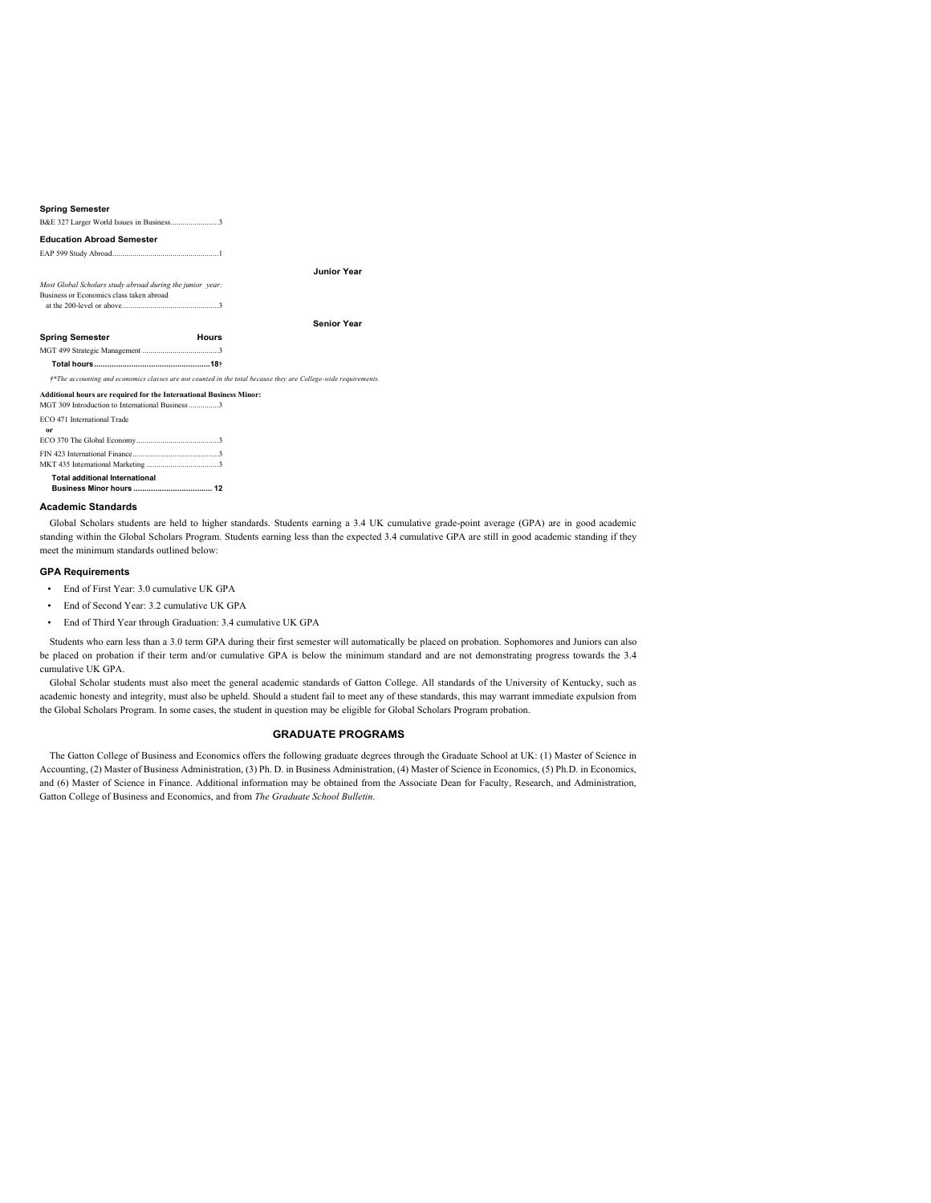**Spring Semester**

B&E 327 Larger World Issues in Business........................3

**Education Abroad Semester**

EAP 599 Study Abroad......................................................1

**Junior Year**

*Most Global Scholars study abroad during the junior year:*
Business or Economics class taken abroad
at the 200-level or above..................................................3

**Senior Year**

| **Spring Semester** | **Hours** |
|---|---|
| MGT 499 Strategic Management | 3 |
| **Total hours** | **18†** |

*†\*The accounting and economics classes are not counted in the total because they are College-wide requirements.*

**Additional hours are required for the International Business Minor:**

MGT 309 Introduction to International Business ...............3

ECO 471 International Trade
**or**
ECO 370 The Global Economy..........................................3

FIN 423 International Finance...........................................3

MKT 435 International Marketing ....................................3

**Total additional International Business Minor hours .................................... 12**

### Academic Standards

Global Scholars students are held to higher standards. Students earning a 3.4 UK cumulative grade-point average (GPA) are in good academic standing within the Global Scholars Program. Students earning less than the expected 3.4 cumulative GPA are still in good academic standing if they meet the minimum standards outlined below:

### GPA Requirements

- End of First Year: 3.0 cumulative UK GPA
- End of Second Year: 3.2 cumulative UK GPA
- End of Third Year through Graduation: 3.4 cumulative UK GPA

Students who earn less than a 3.0 term GPA during their first semester will automatically be placed on probation. Sophomores and Juniors can also be placed on probation if their term and/or cumulative GPA is below the minimum standard and are not demonstrating progress towards the 3.4 cumulative UK GPA.

Global Scholar students must also meet the general academic standards of Gatton College. All standards of the University of Kentucky, such as academic honesty and integrity, must also be upheld. Should a student fail to meet any of these standards, this may warrant immediate expulsion from the Global Scholars Program. In some cases, the student in question may be eligible for Global Scholars Program probation.

## GRADUATE PROGRAMS

The Gatton College of Business and Economics offers the following graduate degrees through the Graduate School at UK: (1) Master of Science in Accounting, (2) Master of Business Administration, (3) Ph. D. in Business Administration, (4) Master of Science in Economics, (5) Ph.D. in Economics, and (6) Master of Science in Finance. Additional information may be obtained from the Associate Dean for Faculty, Research, and Administration, Gatton College of Business and Economics, and from *The Graduate School Bulletin*.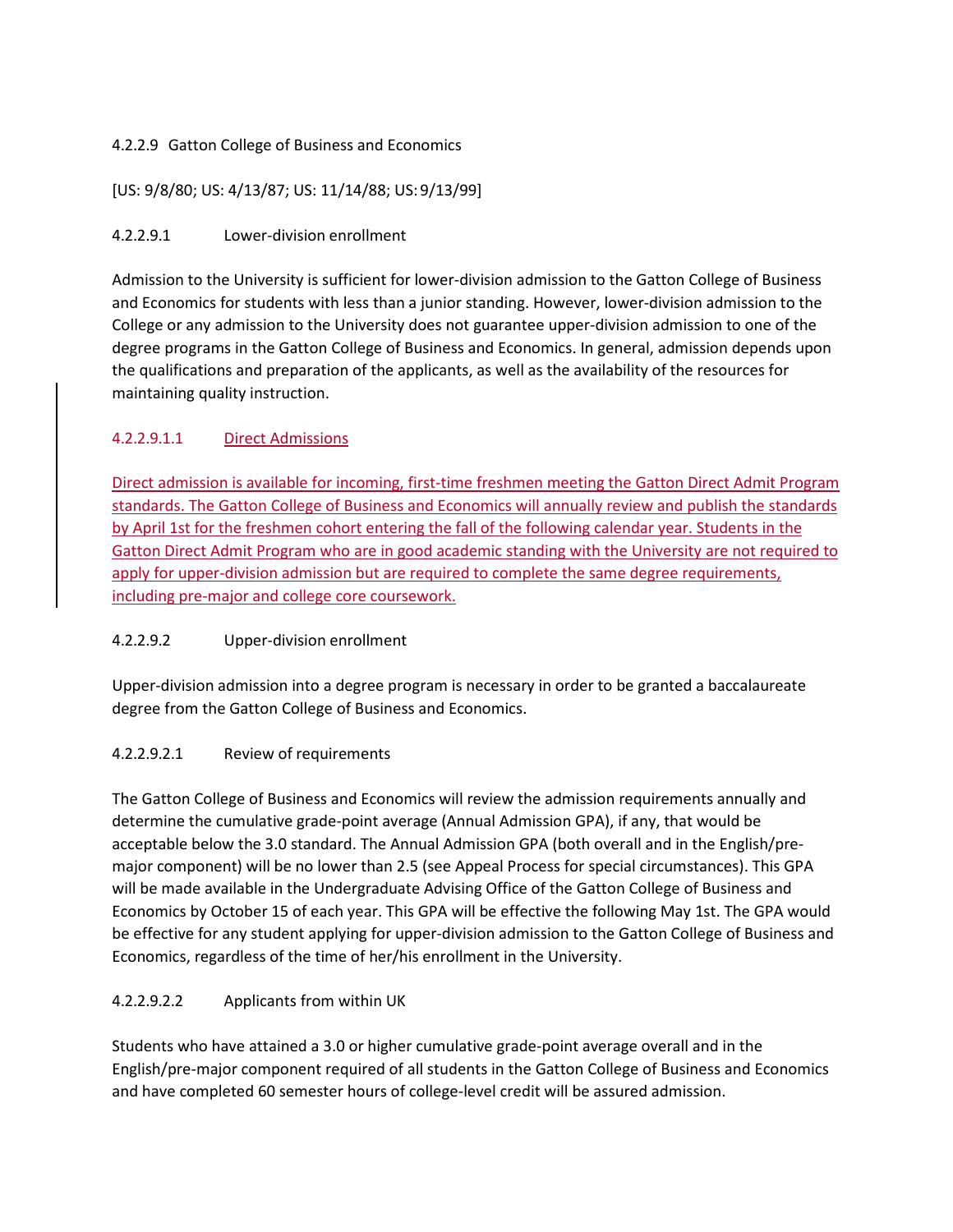4.2.2.9 Gatton College of Business and Economics

[US: 9/8/80; US: 4/13/87; US: 11/14/88; US: 9/13/99]

4.2.2.9.1 Lower-division enrollment

Admission to the University is sufficient for lower-division admission to the Gatton College of Business and Economics for students with less than a junior standing. However, lower-division admission to the College or any admission to the University does not guarantee upper-division admission to one of the degree programs in the Gatton College of Business and Economics. In general, admission depends upon the qualifications and preparation of the applicants, as well as the availability of the resources for maintaining quality instruction.

4.2.2.9.1.1 Direct Admissions

Direct admission is available for incoming, first-time freshmen meeting the Gatton Direct Admit Program standards. The Gatton College of Business and Economics will annually review and publish the standards by April 1st for the freshmen cohort entering the fall of the following calendar year. Students in the Gatton Direct Admit Program who are in good academic standing with the University are not required to apply for upper-division admission but are required to complete the same degree requirements, including pre-major and college core coursework.

4.2.2.9.2 Upper-division enrollment

Upper-division admission into a degree program is necessary in order to be granted a baccalaureate degree from the Gatton College of Business and Economics.

4.2.2.9.2.1 Review of requirements

The Gatton College of Business and Economics will review the admission requirements annually and determine the cumulative grade-point average (Annual Admission GPA), if any, that would be acceptable below the 3.0 standard. The Annual Admission GPA (both overall and in the English/pre-major component) will be no lower than 2.5 (see Appeal Process for special circumstances). This GPA will be made available in the Undergraduate Advising Office of the Gatton College of Business and Economics by October 15 of each year. This GPA will be effective the following May 1st. The GPA would be effective for any student applying for upper-division admission to the Gatton College of Business and Economics, regardless of the time of her/his enrollment in the University.

4.2.2.9.2.2 Applicants from within UK

Students who have attained a 3.0 or higher cumulative grade-point average overall and in the English/pre-major component required of all students in the Gatton College of Business and Economics and have completed 60 semester hours of college-level credit will be assured admission.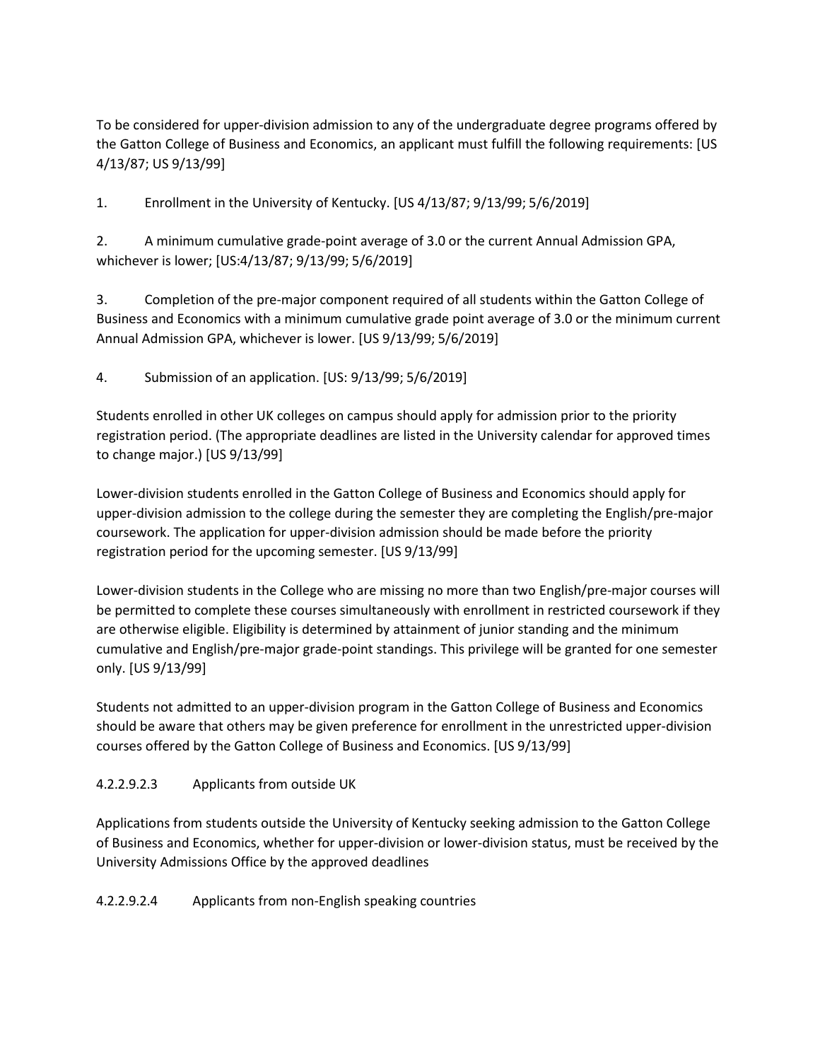To be considered for upper-division admission to any of the undergraduate degree programs offered by the Gatton College of Business and Economics, an applicant must fulfill the following requirements: [US 4/13/87; US 9/13/99]

1. Enrollment in the University of Kentucky. [US 4/13/87; 9/13/99; 5/6/2019]

2. A minimum cumulative grade-point average of 3.0 or the current Annual Admission GPA, whichever is lower; [US:4/13/87; 9/13/99; 5/6/2019]

3. Completion of the pre-major component required of all students within the Gatton College of Business and Economics with a minimum cumulative grade point average of 3.0 or the minimum current Annual Admission GPA, whichever is lower. [US 9/13/99; 5/6/2019]

4. Submission of an application. [US: 9/13/99; 5/6/2019]

Students enrolled in other UK colleges on campus should apply for admission prior to the priority registration period. (The appropriate deadlines are listed in the University calendar for approved times to change major.) [US 9/13/99]

Lower-division students enrolled in the Gatton College of Business and Economics should apply for upper-division admission to the college during the semester they are completing the English/pre-major coursework. The application for upper-division admission should be made before the priority registration period for the upcoming semester. [US 9/13/99]

Lower-division students in the College who are missing no more than two English/pre-major courses will be permitted to complete these courses simultaneously with enrollment in restricted coursework if they are otherwise eligible. Eligibility is determined by attainment of junior standing and the minimum cumulative and English/pre-major grade-point standings. This privilege will be granted for one semester only. [US 9/13/99]

Students not admitted to an upper-division program in the Gatton College of Business and Economics should be aware that others may be given preference for enrollment in the unrestricted upper-division courses offered by the Gatton College of Business and Economics. [US 9/13/99]

4.2.2.9.2.3 Applicants from outside UK

Applications from students outside the University of Kentucky seeking admission to the Gatton College of Business and Economics, whether for upper-division or lower-division status, must be received by the University Admissions Office by the approved deadlines

4.2.2.9.2.4 Applicants from non-English speaking countries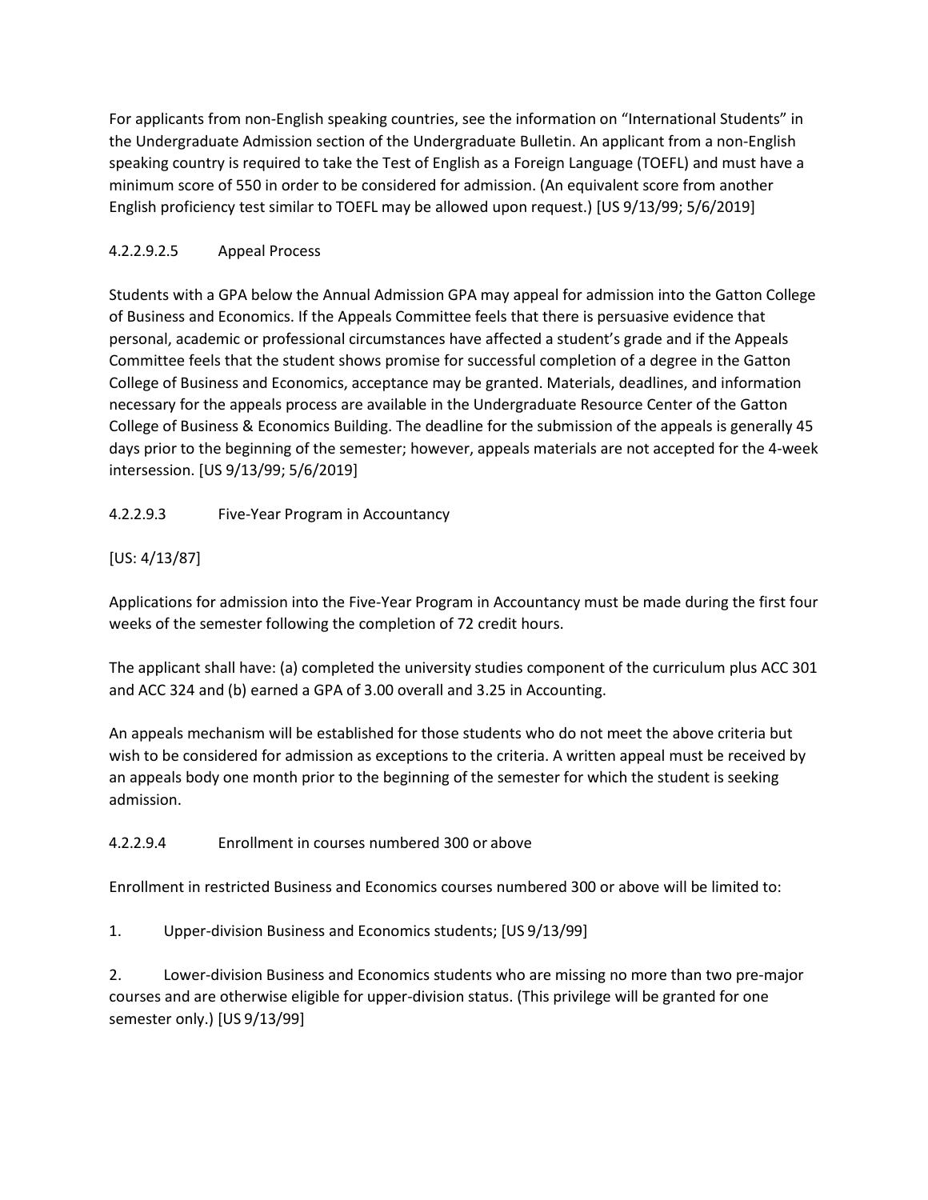For applicants from non-English speaking countries, see the information on "International Students" in the Undergraduate Admission section of the Undergraduate Bulletin. An applicant from a non-English speaking country is required to take the Test of English as a Foreign Language (TOEFL) and must have a minimum score of 550 in order to be considered for admission. (An equivalent score from another English proficiency test similar to TOEFL may be allowed upon request.) [US 9/13/99; 5/6/2019]

#### 4.2.2.9.2.5 Appeal Process

Students with a GPA below the Annual Admission GPA may appeal for admission into the Gatton College of Business and Economics. If the Appeals Committee feels that there is persuasive evidence that personal, academic or professional circumstances have affected a student's grade and if the Appeals Committee feels that the student shows promise for successful completion of a degree in the Gatton College of Business and Economics, acceptance may be granted. Materials, deadlines, and information necessary for the appeals process are available in the Undergraduate Resource Center of the Gatton College of Business & Economics Building. The deadline for the submission of the appeals is generally 45 days prior to the beginning of the semester; however, appeals materials are not accepted for the 4-week intersession. [US 9/13/99; 5/6/2019]

#### 4.2.2.9.3 Five-Year Program in Accountancy

[US: 4/13/87]

Applications for admission into the Five-Year Program in Accountancy must be made during the first four weeks of the semester following the completion of 72 credit hours.

The applicant shall have: (a) completed the university studies component of the curriculum plus ACC 301 and ACC 324 and (b) earned a GPA of 3.00 overall and 3.25 in Accounting.

An appeals mechanism will be established for those students who do not meet the above criteria but wish to be considered for admission as exceptions to the criteria. A written appeal must be received by an appeals body one month prior to the beginning of the semester for which the student is seeking admission.

#### 4.2.2.9.4 Enrollment in courses numbered 300 or above

Enrollment in restricted Business and Economics courses numbered 300 or above will be limited to:

1. Upper-division Business and Economics students; [US 9/13/99]
2. Lower-division Business and Economics students who are missing no more than two pre-major courses and are otherwise eligible for upper-division status. (This privilege will be granted for one semester only.) [US 9/13/99]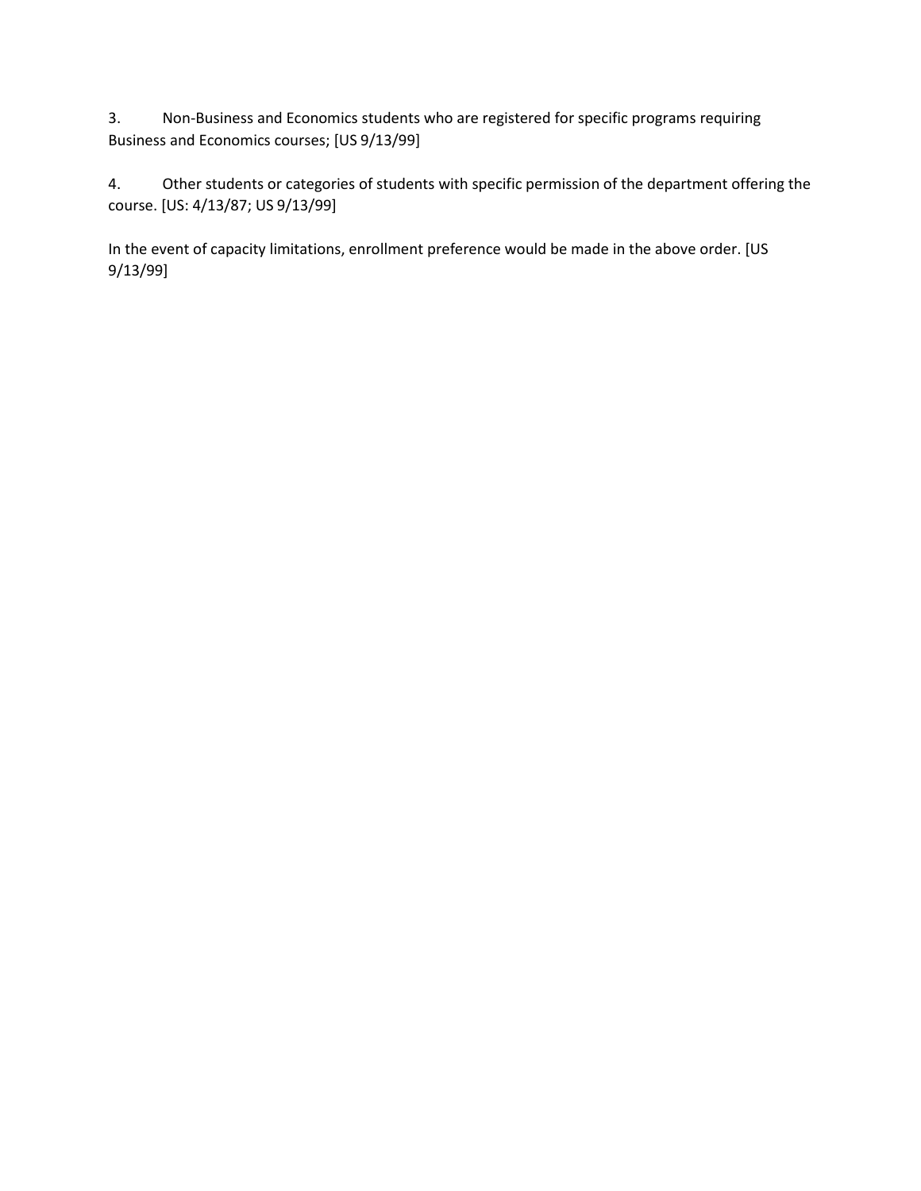3. Non-Business and Economics students who are registered for specific programs requiring Business and Economics courses; [US 9/13/99]

4. Other students or categories of students with specific permission of the department offering the course. [US: 4/13/87; US 9/13/99]

In the event of capacity limitations, enrollment preference would be made in the above order. [US 9/13/99]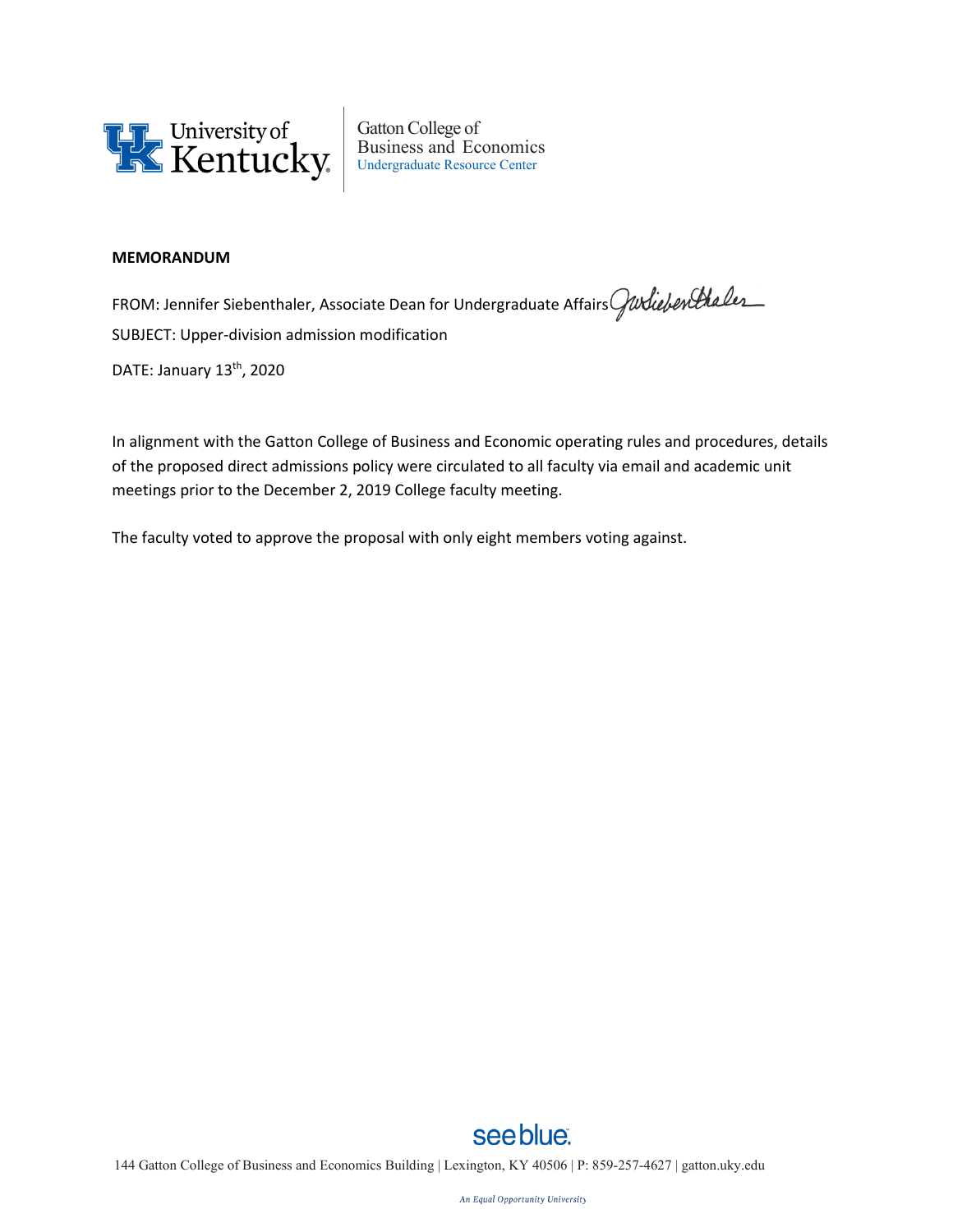University of Kentucky

Gatton College of Business and Economics
Undergraduate Resource Center

**MEMORANDUM**

FROM: Jennifer Siebenthaler, Associate Dean for Undergraduate Affairs

SUBJECT: Upper-division admission modification

DATE: January 13th, 2020

In alignment with the Gatton College of Business and Economic operating rules and procedures, details of the proposed direct admissions policy were circulated to all faculty via email and academic unit meetings prior to the December 2, 2019 College faculty meeting.

The faculty voted to approve the proposal with only eight members voting against.

see blue.

144 Gatton College of Business and Economics Building | Lexington, KY 40506 | P: 859-257-4627 | gatton.uky.edu

*An Equal Opportunity University*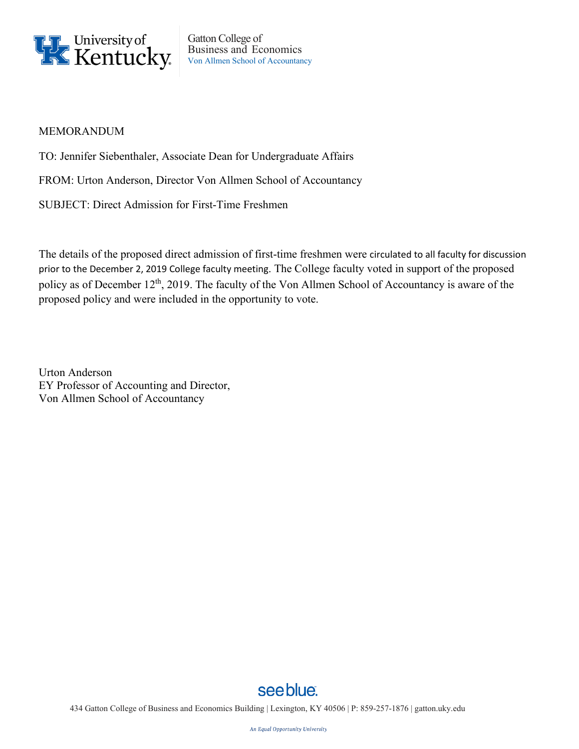University of Kentucky
Gatton College of Business and Economics
Von Allmen School of Accountancy

MEMORANDUM

TO: Jennifer Siebenthaler, Associate Dean for Undergraduate Affairs

FROM: Urton Anderson, Director Von Allmen School of Accountancy

SUBJECT: Direct Admission for First-Time Freshmen

The details of the proposed direct admission of first-time freshmen were circulated to all faculty for discussion prior to the December 2, 2019 College faculty meeting. The College faculty voted in support of the proposed policy as of December 12th, 2019. The faculty of the Von Allmen School of Accountancy is aware of the proposed policy and were included in the opportunity to vote.

Urton Anderson
EY Professor of Accounting and Director,
Von Allmen School of Accountancy

see blue.

434 Gatton College of Business and Economics Building | Lexington, KY 40506 | P: 859-257-1876 | gatton.uky.edu

*An Equal Opportunity University*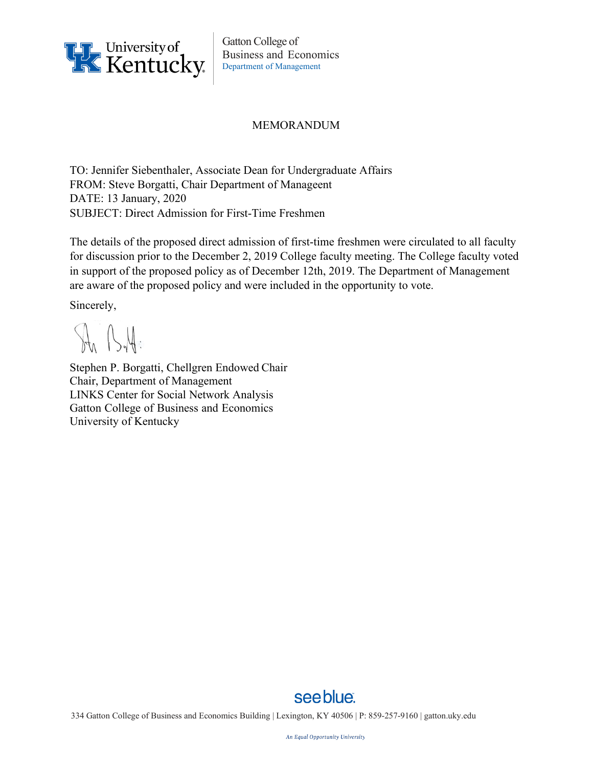University of Kentucky

Gatton College of Business and Economics
Department of Management

MEMORANDUM

TO: Jennifer Siebenthaler, Associate Dean for Undergraduate Affairs
FROM: Steve Borgatti, Chair Department of Manageent
DATE: 13 January, 2020
SUBJECT: Direct Admission for First-Time Freshmen

The details of the proposed direct admission of first-time freshmen were circulated to all faculty for discussion prior to the December 2, 2019 College faculty meeting. The College faculty voted in support of the proposed policy as of December 12th, 2019. The Department of Management are aware of the proposed policy and were included in the opportunity to vote.

Sincerely,

Stephen P. Borgatti, Chellgren Endowed Chair
Chair, Department of Management
LINKS Center for Social Network Analysis
Gatton College of Business and Economics
University of Kentucky

see blue.

334 Gatton College of Business and Economics Building | Lexington, KY 40506 | P: 859-257-9160 | gatton.uky.edu

*An Equal Opportunity University*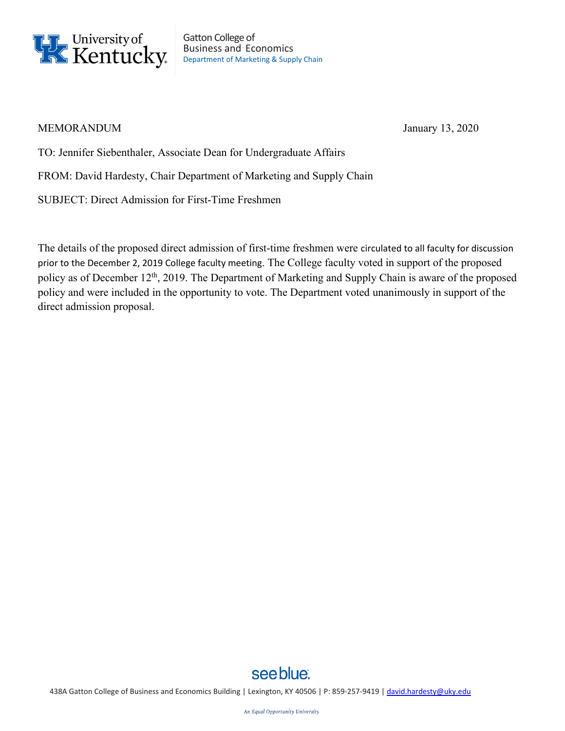University of Kentucky

Gatton College of Business and Economics
Department of Marketing & Supply Chain

MEMORANDUM January 13, 2020

TO: Jennifer Siebenthaler, Associate Dean for Undergraduate Affairs

FROM: David Hardesty, Chair Department of Marketing and Supply Chain

SUBJECT: Direct Admission for First-Time Freshmen

The details of the proposed direct admission of first-time freshmen were circulated to all faculty for discussion prior to the December 2, 2019 College faculty meeting. The College faculty voted in support of the proposed policy as of December 12th, 2019. The Department of Marketing and Supply Chain is aware of the proposed policy and were included in the opportunity to vote. The Department voted unanimously in support of the direct admission proposal.

see blue.

438A Gatton College of Business and Economics Building | Lexington, KY 40506 | P: 859-257-9419 | david.hardesty@uky.edu

*An Equal Opportunity University*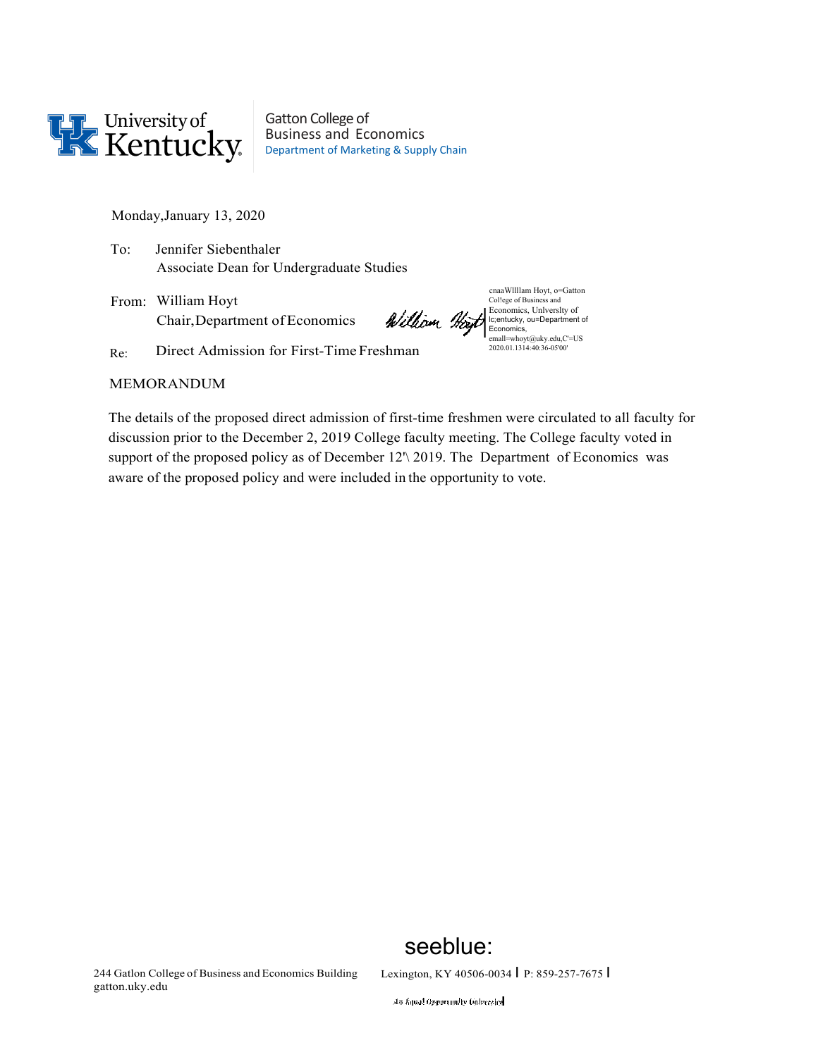University of Kentucky

Gatton College of Business and Economics
Department of Marketing & Supply Chain

Monday,January 13, 2020

To: Jennifer Siebenthaler
Associate Dean for Undergraduate Studies

From: William Hoyt
Chair,Department of Economics

cnaaWllllam Hoyt, o=Gatton Col!ege of Business and Economics, Unlverslty of lc;entucky, ou=Department of Economics, emall=whoyt@uky.edu,C'=US 2020.01.1314:40:36-05'00'

Re: Direct Admission for First-Time Freshman

MEMORANDUM

The details of the proposed direct admission of first-time freshmen were circulated to all faculty for discussion prior to the December 2, 2019 College faculty meeting. The College faculty voted in support of the proposed policy as of December 12'\ 2019. The Department of Economics was aware of the proposed policy and were included in the opportunity to vote.

seeblue:

244 Gatlon College of Business and Economics Building
gatton.uky.edu

Lexington, KY 40506-0034 | P: 859-257-7675 |

An Equal Opportunity University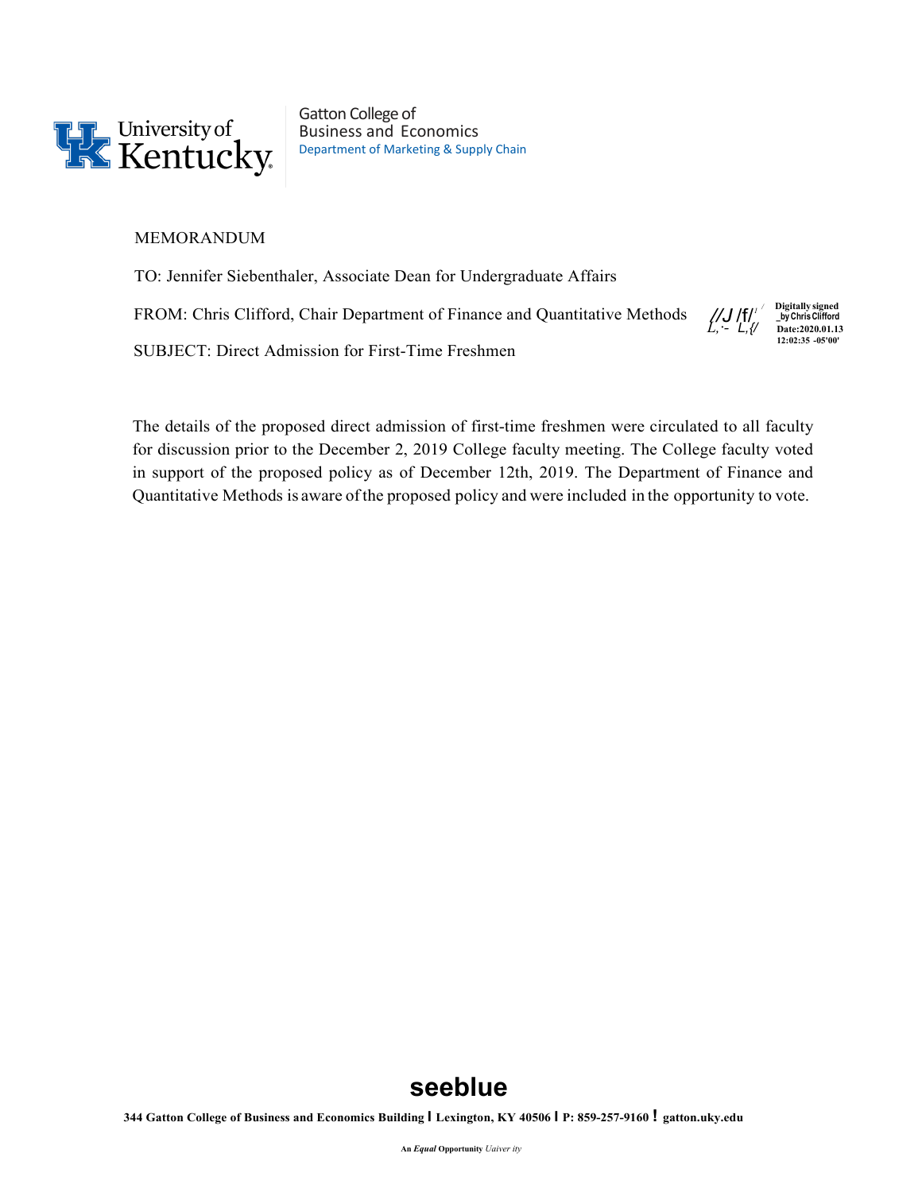University of Kentucky

Gatton College of Business and Economics
Department of Marketing & Supply Chain

MEMORANDUM

TO: Jennifer Siebenthaler, Associate Dean for Undergraduate Affairs

FROM: Chris Clifford, Chair Department of Finance and Quantitative Methods

Digitally signed by Chris Clifford
Date: 2020.01.13 12:02:35 -05'00'

SUBJECT: Direct Admission for First-Time Freshmen

The details of the proposed direct admission of first-time freshmen were circulated to all faculty for discussion prior to the December 2, 2019 College faculty meeting. The College faculty voted in support of the proposed policy as of December 12th, 2019. The Department of Finance and Quantitative Methods is aware of the proposed policy and were included in the opportunity to vote.

seeblue

**344 Gatton College of Business and Economics Building | Lexington, KY 40506 | P: 859-257-9160 | gatton.uky.edu**

An *Equal* Opportunity *University*